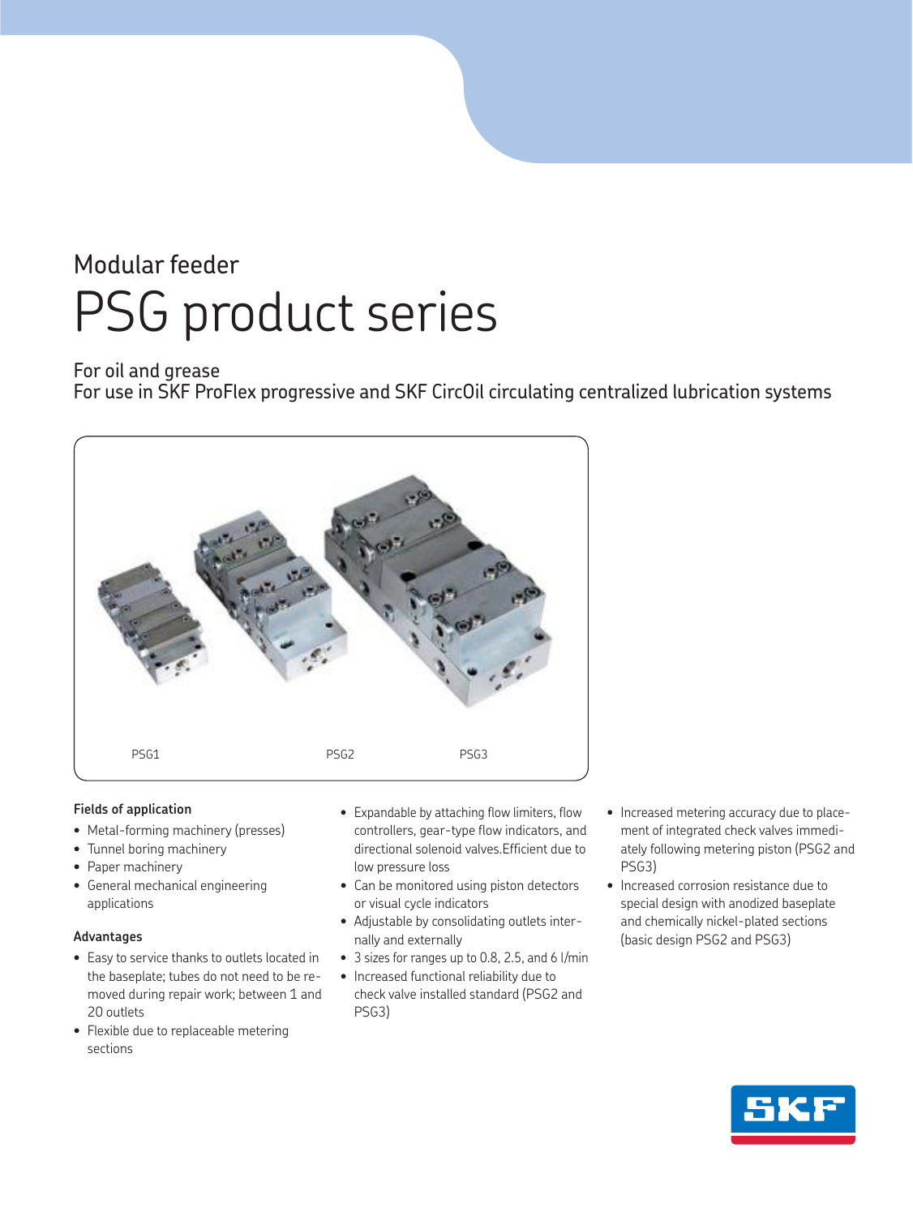Modular feeder

# PSG product series

For oil and grease
For use in SKF ProFlex progressive and SKF CircOil circulating centralized lubrication systems

PSG1 PSG2 PSG3

**Fields of application**

- Metal-forming machinery (presses)
- Tunnel boring machinery
- Paper machinery
- General mechanical engineering applications

**Advantages**

- Easy to service thanks to outlets located in the baseplate; tubes do not need to be removed during repair work; between 1 and 20 outlets
- Flexible due to replaceable metering sections
- Expandable by attaching flow limiters, flow controllers, gear-type flow indicators, and directional solenoid valves.Efficient due to low pressure loss
- Can be monitored using piston detectors or visual cycle indicators
- Adjustable by consolidating outlets internally and externally
- 3 sizes for ranges up to 0.8, 2.5, and 6 l/min
- Increased functional reliability due to check valve installed standard (PSG2 and PSG3)
- Increased metering accuracy due to placement of integrated check valves immediately following metering piston (PSG2 and PSG3)
- Increased corrosion resistance due to special design with anodized baseplate and chemically nickel-plated sections (basic design PSG2 and PSG3)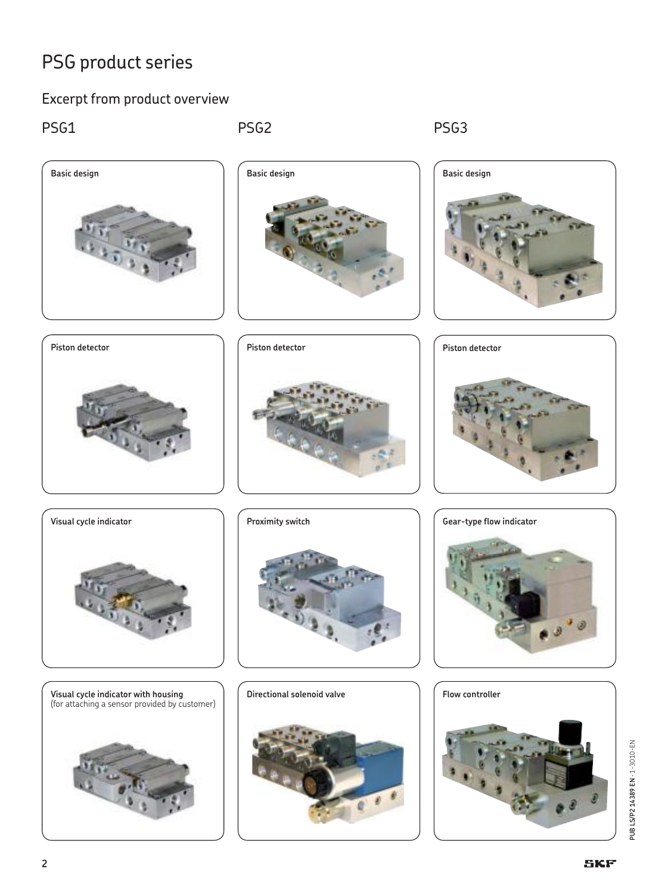# PSG product series

## Excerpt from product overview

### PSG1

Basic design

Piston detector

Visual cycle indicator

Visual cycle indicator with housing
(for attaching a sensor provided by customer)

### PSG2

Basic design

Piston detector

Proximity switch

Directional solenoid valve

### PSG3

Basic design

Piston detector

Gear-type flow indicator

Flow controller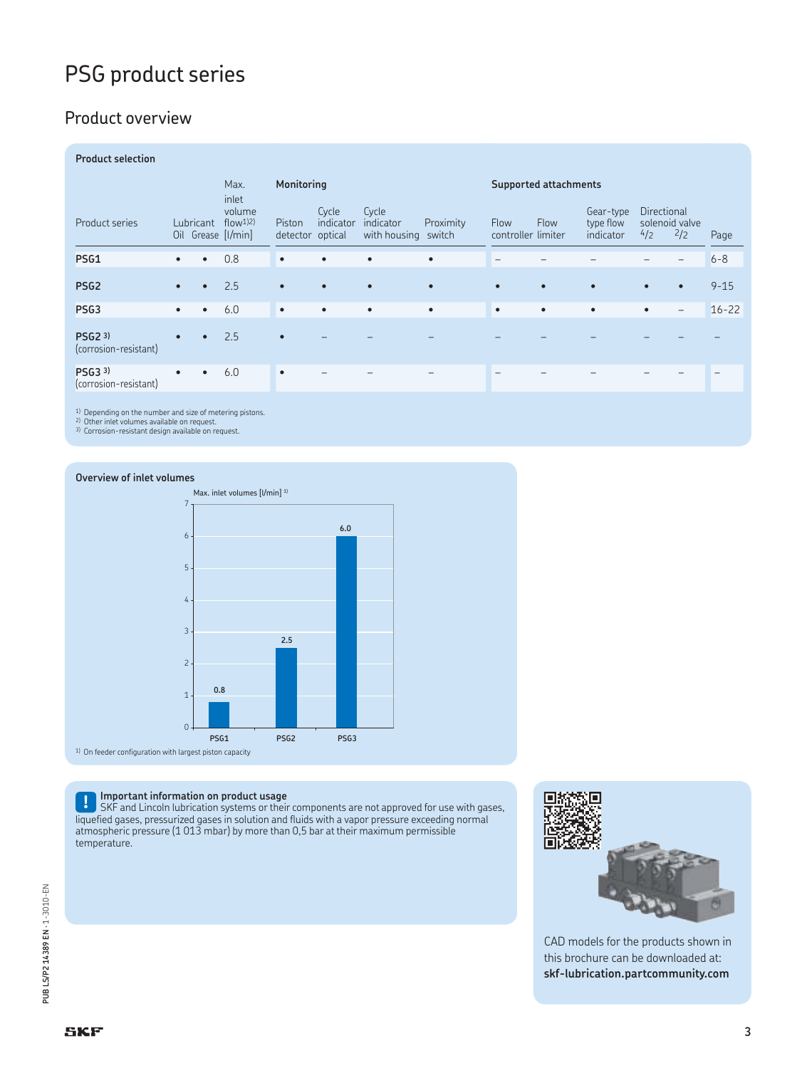# PSG product series

## Product overview

**Product selection**

| Product series | Lubricant Oil | Lubricant Grease | Max. inlet volume flow[1)2)] [l/min] | Monitoring: Piston detector | Monitoring: Cycle indicator optical | Monitoring: Cycle indicator with housing | Monitoring: Proximity switch | Supported attachments: Flow controller | Supported attachments: Flow limiter | Supported attachments: Gear-type type flow indicator | Supported attachments: Directional solenoid valve 4/2 | Supported attachments: Directional solenoid valve 2/2 | Page |
|---|---|---|---|---|---|---|---|---|---|---|---|---|---|
| **PSG1** | • | • | 0.8 | • | • | • | • | – | – | – | – | – | 6-8 |
| **PSG2** | • | • | 2.5 | • | • | • | • | • | • | • | • | • | 9-15 |
| **PSG3** | • | • | 6.0 | • | • | • | • | • | • | • | • | – | 16-22 |
| **PSG2** [3)] (corrosion-resistant) | • | • | 2.5 | • | – | – | – | – | – | – | – | – | – |
| **PSG3** [3)] (corrosion-resistant) | • | • | 6.0 | • | – | – | – | – | – | – | – | – | – |

1) Depending on the number and size of metering pistons.
2) Other inlet volumes available on request.
3) Corrosion-resistant design available on request.

**Overview of inlet volumes**

Max. inlet volumes [l/min] [1)]

| | PSG1 | PSG2 | PSG3 |
|---|---|---|---|
| Max. inlet volume [l/min] | 0.8 | 2.5 | 6.0 |

1) On feeder configuration with largest piston capacity

**Important information on product usage**
SKF and Lincoln lubrication systems or their components are not approved for use with gases, liquefied gases, pressurized gases in solution and fluids with a vapor pressure exceeding normal atmospheric pressure (1 013 mbar) by more than 0,5 bar at their maximum permissible temperature.

CAD models for the products shown in this brochure can be downloaded at: **skf-lubrication.partcommunity.com**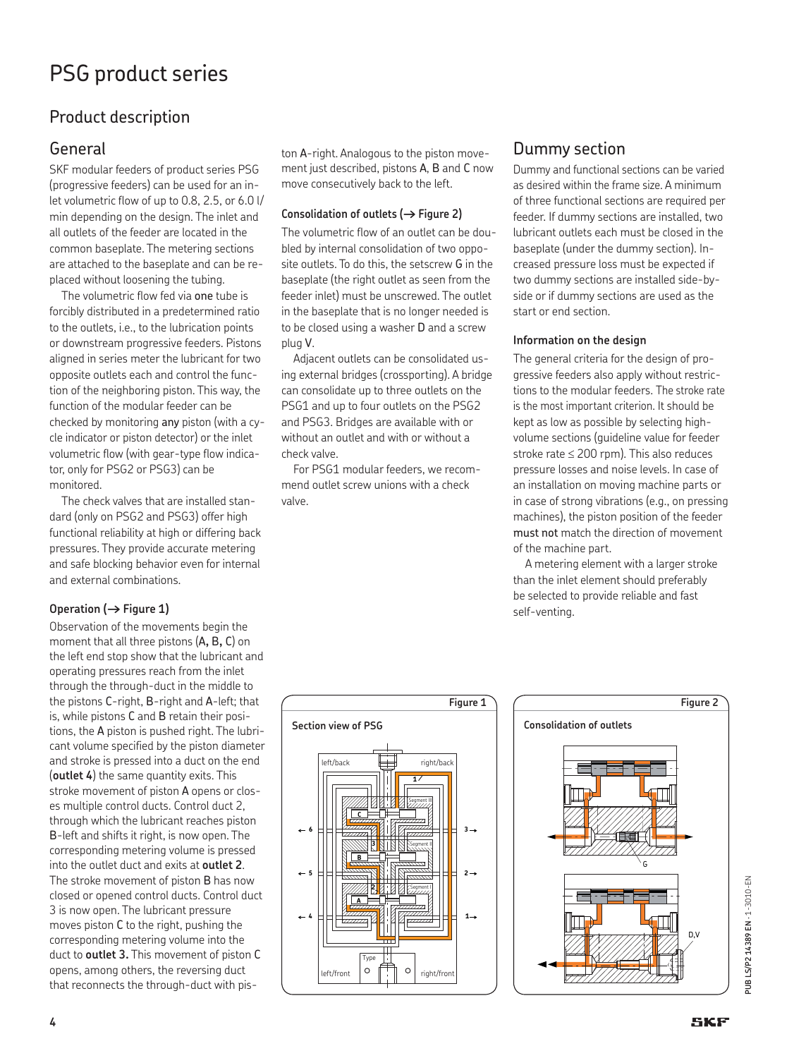# PSG product series

## Product description

### General

SKF modular feeders of product series PSG (progressive feeders) can be used for an inlet volumetric flow of up to 0.8, 2.5, or 6.0 l/min depending on the design. The inlet and all outlets of the feeder are located in the common baseplate. The metering sections are attached to the baseplate and can be replaced without loosening the tubing.

The volumetric flow fed via one tube is forcibly distributed in a predetermined ratio to the outlets, i.e., to the lubrication points or downstream progressive feeders. Pistons aligned in series meter the lubricant for two opposite outlets each and control the function of the neighboring piston. This way, the function of the modular feeder can be checked by monitoring any piston (with a cycle indicator or piston detector) or the inlet volumetric flow (with gear-type flow indicator, only for PSG2 or PSG3) can be monitored.

The check valves that are installed standard (only on PSG2 and PSG3) offer high functional reliability at high or differing back pressures. They provide accurate metering and safe blocking behavior even for internal and external combinations.

#### Operation (→ Figure 1)

Observation of the movements begin the moment that all three pistons (**A, B, C**) on the left end stop show that the lubricant and operating pressures reach from the inlet through the through-duct in the middle to the pistons C-right, B-right and A-left; that is, while pistons C and B retain their positions, the A piston is pushed right. The lubricant volume specified by the piston diameter and stroke is pressed into a duct on the end (**outlet 4**) the same quantity exits. This stroke movement of piston A opens or closes multiple control ducts. Control duct 2, through which the lubricant reaches piston B-left and shifts it right, is now open. The corresponding metering volume is pressed into the outlet duct and exits at **outlet 2**. The stroke movement of piston B has now closed or opened control ducts. Control duct 3 is now open. The lubricant pressure moves piston C to the right, pushing the corresponding metering volume into the duct to **outlet 3.** This movement of piston C opens, among others, the reversing duct that reconnects the through-duct with piston A-right. Analogous to the piston movement just described, pistons A, B and C now move consecutively back to the left.

#### Consolidation of outlets (→ Figure 2)

The volumetric flow of an outlet can be doubled by internal consolidation of two opposite outlets. To do this, the setscrew G in the baseplate (the right outlet as seen from the feeder inlet) must be unscrewed. The outlet in the baseplate that is no longer needed is to be closed using a washer D and a screw plug V.

Adjacent outlets can be consolidated using external bridges (crossporting). A bridge can consolidate up to three outlets on the PSG1 and up to four outlets on the PSG2 and PSG3. Bridges are available with or without an outlet and with or without a check valve.

For PSG1 modular feeders, we recommend outlet screw unions with a check valve.

### Dummy section

Dummy and functional sections can be varied as desired within the frame size. A minimum of three functional sections are required per feeder. If dummy sections are installed, two lubricant outlets each must be closed in the baseplate (under the dummy section). Increased pressure loss must be expected if two dummy sections are installed side-by-side or if dummy sections are used as the start or end section.

#### Information on the design

The general criteria for the design of progressive feeders also apply without restrictions to the modular feeders. The stroke rate is the most important criterion. It should be kept as low as possible by selecting high-volume sections (guideline value for feeder stroke rate ≤ 200 rpm). This also reduces pressure losses and noise levels. In case of an installation on moving machine parts or in case of strong vibrations (e.g., on pressing machines), the piston position of the feeder **must not** match the direction of movement of the machine part.

A metering element with a larger stroke than the inlet element should preferably be selected to provide reliable and fast self-venting.

**Figure 1**

Section view of PSG

**Figure 2**

Consolidation of outlets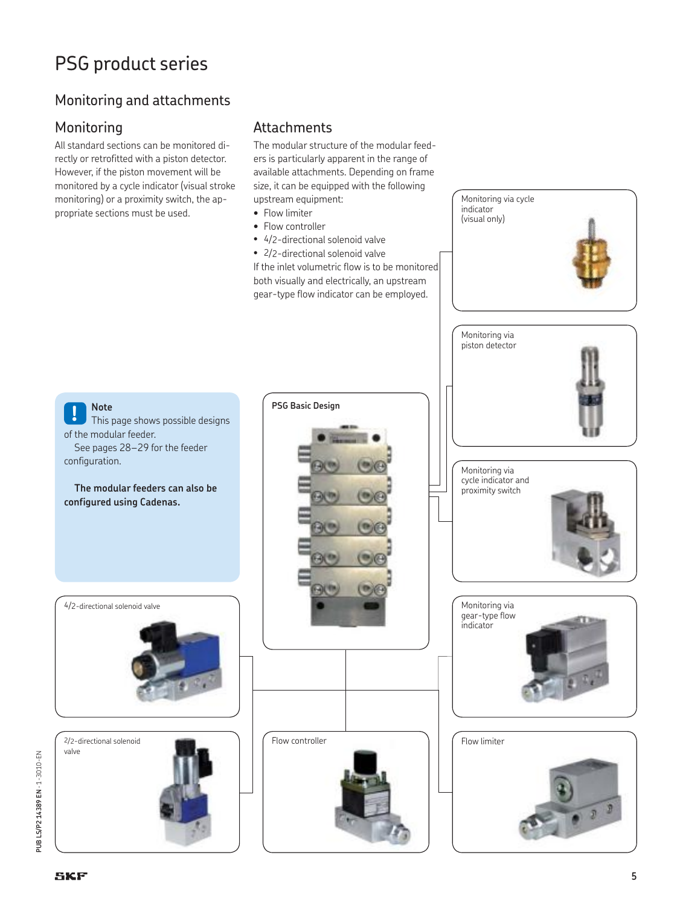# PSG product series

## Monitoring and attachments

### Monitoring

All standard sections can be monitored directly or retrofitted with a piston detector. However, if the piston movement will be monitored by a cycle indicator (visual stroke monitoring) or a proximity switch, the appropriate sections must be used.

### Attachments

The modular structure of the modular feeders is particularly apparent in the range of available attachments. Depending on frame size, it can be equipped with the following upstream equipment:

- Flow limiter
- Flow controller
- 4/2-directional solenoid valve
- 2/2-directional solenoid valve

If the inlet volumetric flow is to be monitored both visually and electrically, an upstream gear-type flow indicator can be employed.

**Note**
This page shows possible designs of the modular feeder.
See pages 28–29 for the feeder configuration.

**The modular feeders can also be configured using Cadenas.**

Monitoring via cycle indicator (visual only)

Monitoring via piston detector

**PSG Basic Design**

Monitoring via cycle indicator and proximity switch

4/2-directional solenoid valve

Monitoring via gear-type flow indicator

2/2-directional solenoid valve

Flow controller

Flow limiter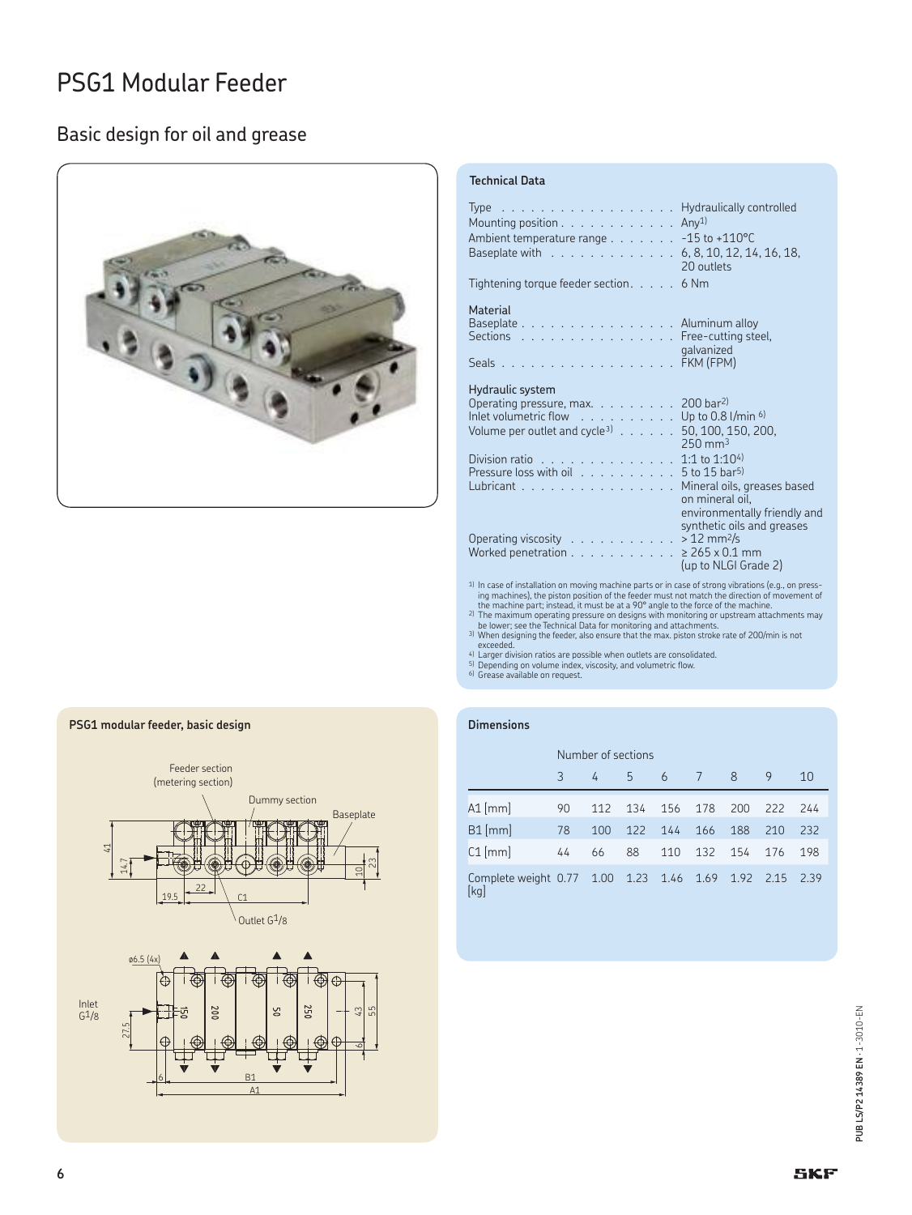# PSG1 Modular Feeder

## Basic design for oil and grease

### Technical Data

| | |
|---|---|
| Type | Hydraulically controlled |
| Mounting position | Any[1] |
| Ambient temperature range | -15 to +110°C |
| Baseplate with | 6, 8, 10, 12, 14, 16, 18, 20 outlets |
| Tightening torque feeder section | 6 Nm |

**Material**

| | |
|---|---|
| Baseplate | Aluminum alloy |
| Sections | Free-cutting steel, galvanized |
| Seals | FKM (FPM) |

**Hydraulic system**

| | |
|---|---|
| Operating pressure, max. | 200 bar[2] |
| Inlet volumetric flow | Up to 0.8 l/min [6] |
| Volume per outlet and cycle[3] | 50, 100, 150, 200, 250 mm³ |
| Division ratio | 1:1 to 1:10[4] |
| Pressure loss with oil | 5 to 15 bar[5] |
| Lubricant | Mineral oils, greases based on mineral oil, environmentally friendly and synthetic oils and greases |
| Operating viscosity | > 12 mm²/s |
| Worked penetration | ≥ 265 x 0.1 mm (up to NLGI Grade 2) |

[1] In case of installation on moving machine parts or in case of strong vibrations (e.g., on pressing machines), the piston position of the feeder must not match the direction of movement of the machine part; instead, it must be at a 90° angle to the force of the machine.
[2] The maximum operating pressure on designs with monitoring or upstream attachments may be lower; see the Technical Data for monitoring and attachments.
[3] When designing the feeder, also ensure that the max. piston stroke rate of 200/min is not exceeded.
[4] Larger division ratios are possible when outlets are consolidated.
[5] Depending on volume index, viscosity, and volumetric flow.
[6] Grease available on request.

### PSG1 modular feeder, basic design

Feeder section (metering section) · Dummy section · Baseplate · Outlet G1/8 · Inlet G1/8 · ø6.5 (4x)

### Dimensions

| | Number of sections | | | | | | | |
|---|---|---|---|---|---|---|---|---|
| | 3 | 4 | 5 | 6 | 7 | 8 | 9 | 10 |
| A1 [mm] | 90 | 112 | 134 | 156 | 178 | 200 | 222 | 244 |
| B1 [mm] | 78 | 100 | 122 | 144 | 166 | 188 | 210 | 232 |
| C1 [mm] | 44 | 66 | 88 | 110 | 132 | 154 | 176 | 198 |
| Complete weight [kg] | 0.77 | 1.00 | 1.23 | 1.46 | 1.69 | 1.92 | 2.15 | 2.39 |

PUB LS/P2 14389 EN · 1-3010-EN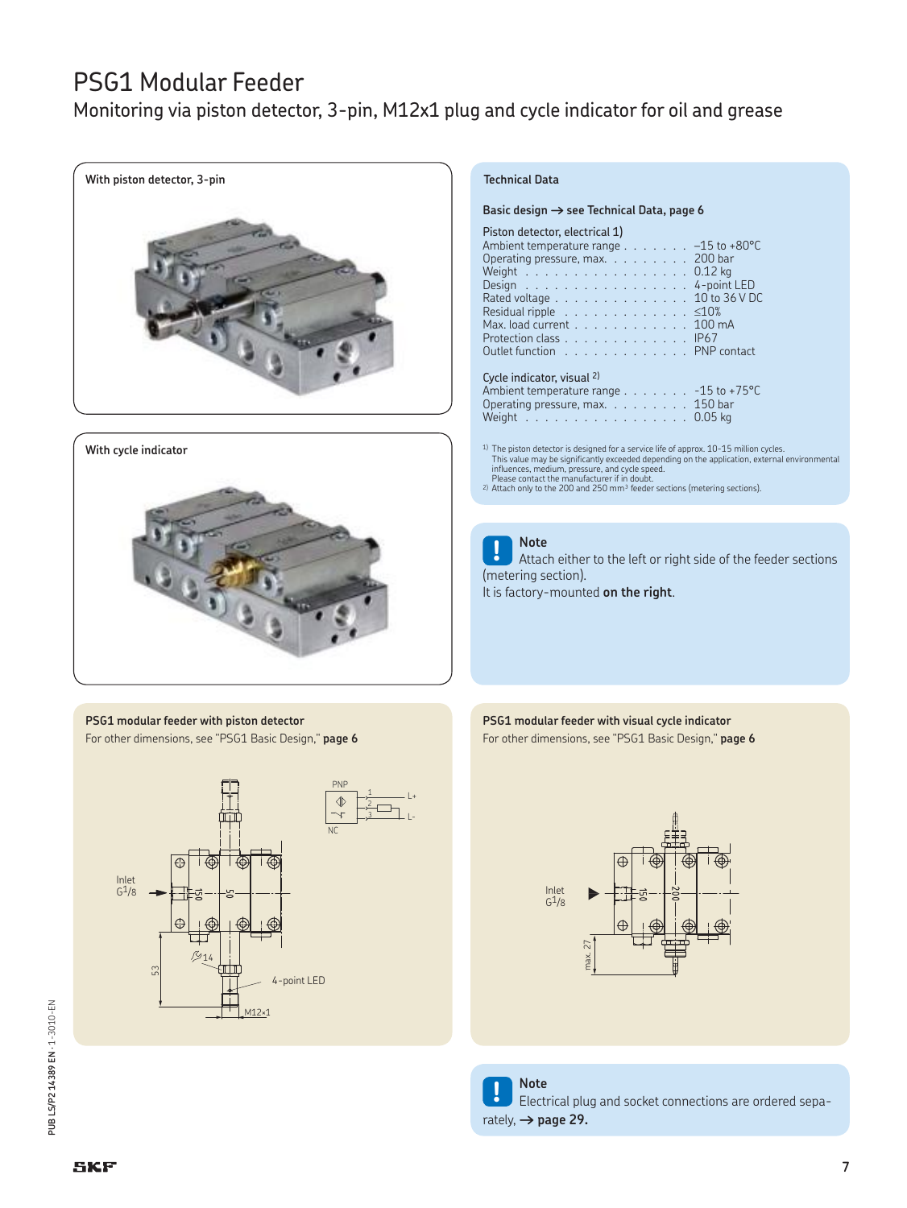# PSG1 Modular Feeder

## Monitoring via piston detector, 3-pin, M12x1 plug and cycle indicator for oil and grease

**With piston detector, 3-pin**

**With cycle indicator**

### Technical Data

**Basic design → see Technical Data, page 6**

**Piston detector, electrical 1)**

| | |
|---|---|
| Ambient temperature range | –15 to +80°C |
| Operating pressure, max. | 200 bar |
| Weight | 0.12 kg |
| Design | 4-point LED |
| Rated voltage | 10 to 36 V DC |
| Residual ripple | ≤10% |
| Max. load current | 100 mA |
| Protection class | IP67 |
| Outlet function | PNP contact |

**Cycle indicator, visual 2)**

| | |
|---|---|
| Ambient temperature range | –15 to +75°C |
| Operating pressure, max. | 150 bar |
| Weight | 0.05 kg |

1) The piston detector is designed for a service life of approx. 10-15 million cycles. This value may be significantly exceeded depending on the application, external environmental influences, medium, pressure, and cycle speed. Please contact the manufacturer if in doubt.
2) Attach only to the 200 and 250 mm³ feeder sections (metering sections).

> **Note**
> Attach either to the left or right side of the feeder sections (metering section).
> It is factory-mounted **on the right**.

### PSG1 modular feeder with piston detector

For other dimensions, see "PSG1 Basic Design," **page 6**

PNP
NC
1 L+
2
3 L-

Inlet $G^1/_8$
150
50
53
14
4-point LED
M12×1

### PSG1 modular feeder with visual cycle indicator

For other dimensions, see "PSG1 Basic Design," **page 6**

Inlet $G^1/_8$
150
200
max. 27

> **Note**
> Electrical plug and socket connections are ordered separately, → **page 29.**

PUB LS/P2 14389 EN · 1-3010-EN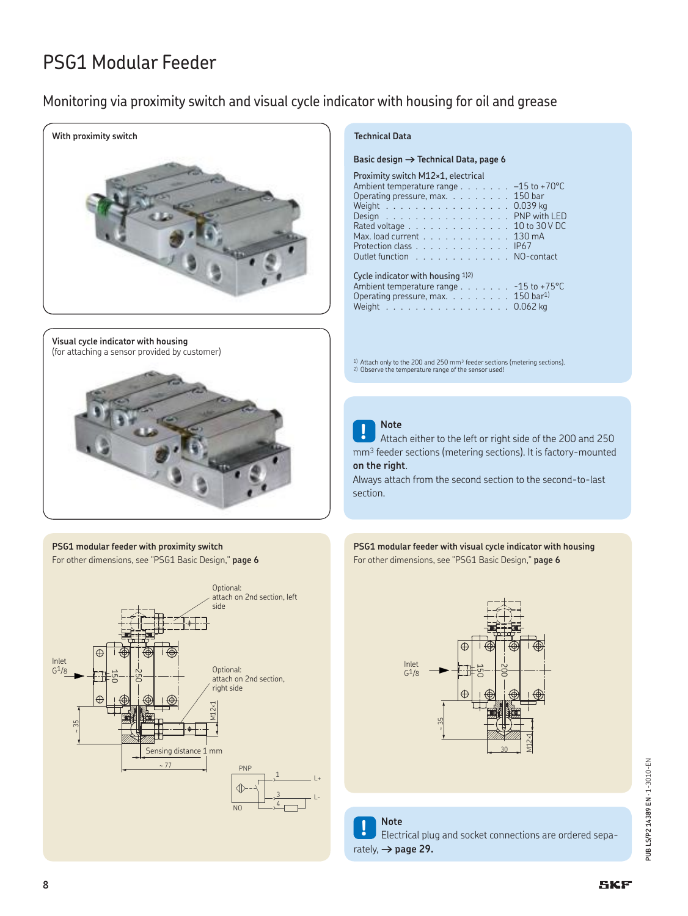# PSG1 Modular Feeder

## Monitoring via proximity switch and visual cycle indicator with housing for oil and grease

**With proximity switch**

**Visual cycle indicator with housing**
(for attaching a sensor provided by customer)

### Technical Data

**Basic design → Technical Data, page 6**

Proximity switch M12×1, electrical

| | |
|---|---|
| Ambient temperature range | –15 to +70°C |
| Operating pressure, max. | 150 bar |
| Weight | 0.039 kg |
| Design | PNP with LED |
| Rated voltage | 10 to 30 V DC |
| Max. load current | 130 mA |
| Protection class | IP67 |
| Outlet function | NO-contact |

Cycle indicator with housing [1)2)]

| | |
|---|---|
| Ambient temperature range | -15 to +75°C |
| Operating pressure, max. | 150 bar[1)] |
| Weight | 0.062 kg |

1) Attach only to the 200 and 250 mm³ feeder sections (metering sections).
2) Observe the temperature range of the sensor used!

**Note**
Attach either to the left or right side of the 200 and 250 mm³ feeder sections (metering sections). It is factory-mounted **on the right**.
Always attach from the second section to the second-to-last section.

**PSG1 modular feeder with proximity switch**
For other dimensions, see "PSG1 Basic Design," **page 6**

Optional: attach on 2nd section, left side

Optional: attach on 2nd section, right side

Inlet G1/8

150 250 M12×1 ~35 Sensing distance 1 mm ~77

PNP NO 1 L+ 3 4 L-

**PSG1 modular feeder with visual cycle indicator with housing**
For other dimensions, see "PSG1 Basic Design," **page 6**

Inlet G1/8

150 200 ~35 30 M12×1

**Note**
Electrical plug and socket connections are ordered separately, → **page 29.**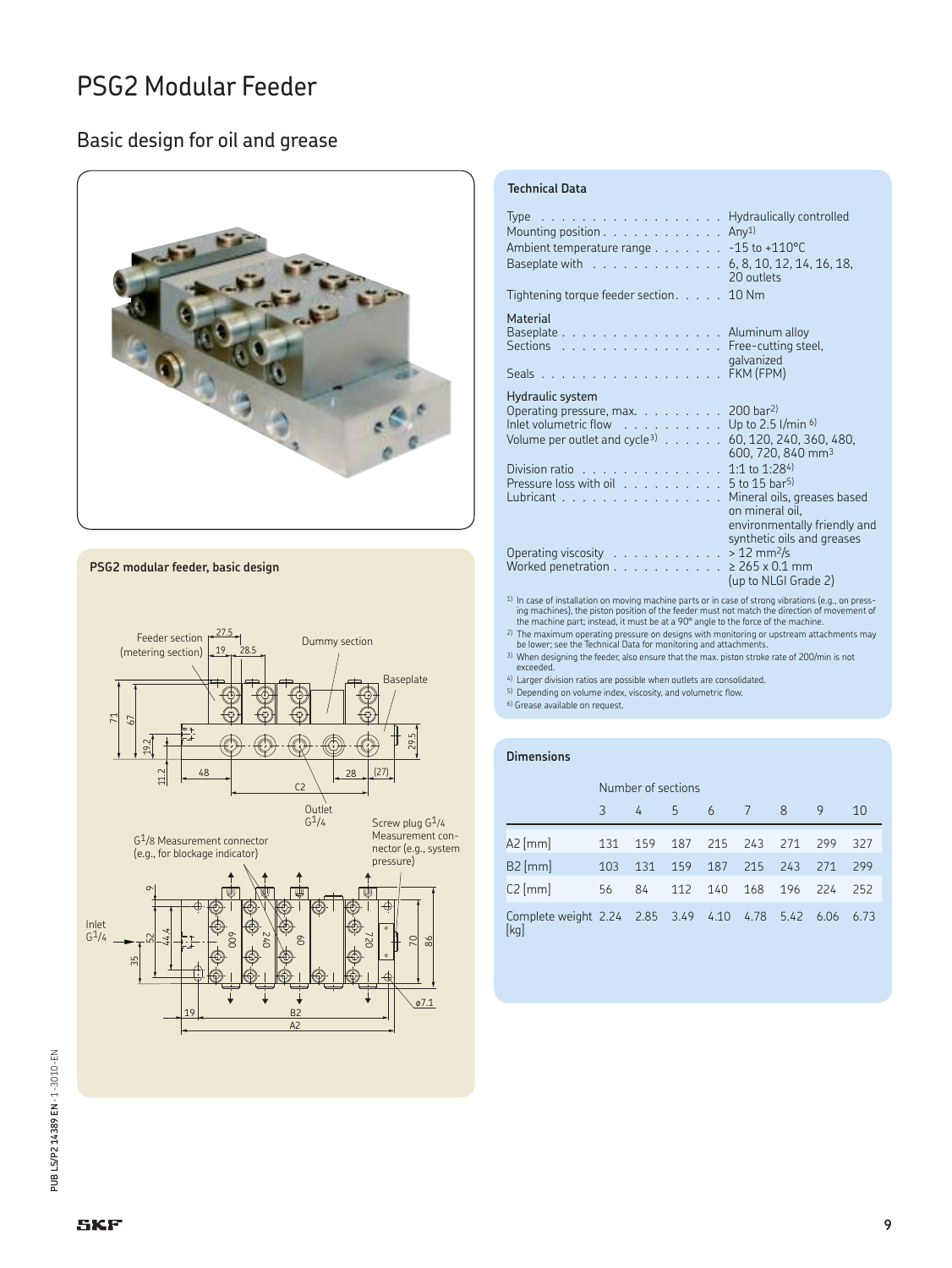# PSG2 Modular Feeder

## Basic design for oil and grease

PSG2 modular feeder, basic design

Feeder section (metering section)

Dummy section

Baseplate

Outlet G1/4

G1/8 Measurement connector (e.g., for blockage indicator)

Screw plug G1/4 Measurement connector (e.g., system pressure)

Inlet G1/4

### Technical Data

| | |
|---|---|
| Type | Hydraulically controlled |
| Mounting position | Any[1] |
| Ambient temperature range | -15 to +110°C |
| Baseplate with | 6, 8, 10, 12, 14, 16, 18, 20 outlets |
| Tightening torque feeder section | 10 Nm |
| **Material** | |
| Baseplate | Aluminum alloy |
| Sections | Free-cutting steel, galvanized |
| Seals | FKM (FPM) |
| **Hydraulic system** | |
| Operating pressure, max. | 200 bar[2] |
| Inlet volumetric flow | Up to 2.5 l/min [6] |
| Volume per outlet and cycle[3] | 60, 120, 240, 360, 480, 600, 720, 840 mm³ |
| Division ratio | 1:1 to 1:28[4] |
| Pressure loss with oil | 5 to 15 bar[5] |
| Lubricant | Mineral oils, greases based on mineral oil, environmentally friendly and synthetic oils and greases |
| Operating viscosity | > 12 mm²/s |
| Worked penetration | ≥ 265 x 0.1 mm (up to NLGI Grade 2) |

[1] In case of installation on moving machine parts or in case of strong vibrations (e.g., on pressing machines), the piston position of the feeder must not match the direction of movement of the machine part; instead, it must be at a 90° angle to the force of the machine.

[2] The maximum operating pressure on designs with monitoring or upstream attachments may be lower; see the Technical Data for monitoring and attachments.

[3] When designing the feeder, also ensure that the max. piston stroke rate of 200/min is not exceeded.

[4] Larger division ratios are possible when outlets are consolidated.

[5] Depending on volume index, viscosity, and volumetric flow.

[6] Grease available on request.

### Dimensions

| | Number of sections | | | | | | | |
|---|---|---|---|---|---|---|---|---|
| | 3 | 4 | 5 | 6 | 7 | 8 | 9 | 10 |
| A2 [mm] | 131 | 159 | 187 | 215 | 243 | 271 | 299 | 327 |
| B2 [mm] | 103 | 131 | 159 | 187 | 215 | 243 | 271 | 299 |
| C2 [mm] | 56 | 84 | 112 | 140 | 168 | 196 | 224 | 252 |
| Complete weight [kg] | 2.24 | 2.85 | 3.49 | 4.10 | 4.78 | 5.42 | 6.06 | 6.73 |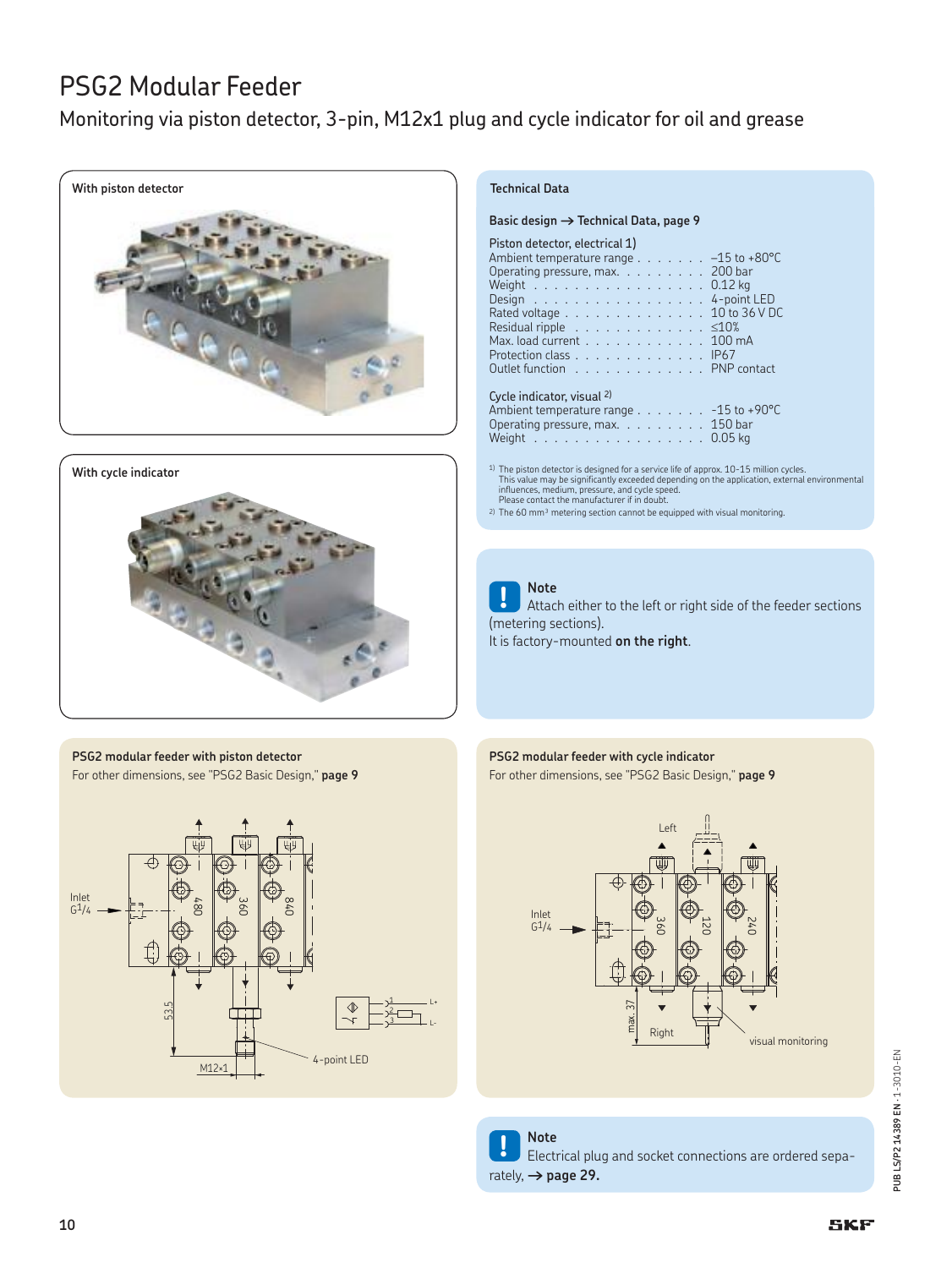# PSG2 Modular Feeder

## Monitoring via piston detector, 3-pin, M12x1 plug and cycle indicator for oil and grease

**With piston detector**

**With cycle indicator**

### Technical Data

**Basic design → Technical Data, page 9**

Piston detector, electrical 1)

| | |
|---|---|
| Ambient temperature range | –15 to +80°C |
| Operating pressure, max. | 200 bar |
| Weight | 0.12 kg |
| Design | 4-point LED |
| Rated voltage | 10 to 36 V DC |
| Residual ripple | ≤10% |
| Max. load current | 100 mA |
| Protection class | IP67 |
| Outlet function | PNP contact |

Cycle indicator, visual 2)

| | |
|---|---|
| Ambient temperature range | -15 to +90°C |
| Operating pressure, max. | 150 bar |
| Weight | 0.05 kg |

1) The piston detector is designed for a service life of approx. 10-15 million cycles. This value may be significantly exceeded depending on the application, external environmental influences, medium, pressure, and cycle speed. Please contact the manufacturer if in doubt.

2) The 60 mm³ metering section cannot be equipped with visual monitoring.

**Note**
Attach either to the left or right side of the feeder sections (metering sections).
It is factory-mounted **on the right**.

**PSG2 modular feeder with piston detector**
For other dimensions, see "PSG2 Basic Design," **page 9**

Inlet G1/4, 480, 360, 840, 53.5, M12×1, 4-point LED, L+, L-, 1, 2, 3

**PSG2 modular feeder with cycle indicator**
For other dimensions, see "PSG2 Basic Design," **page 9**

Left, Inlet G1/4, 360, 120, 240, max. 37, Right, visual monitoring

**Note**
Electrical plug and socket connections are ordered separately, → **page 29.**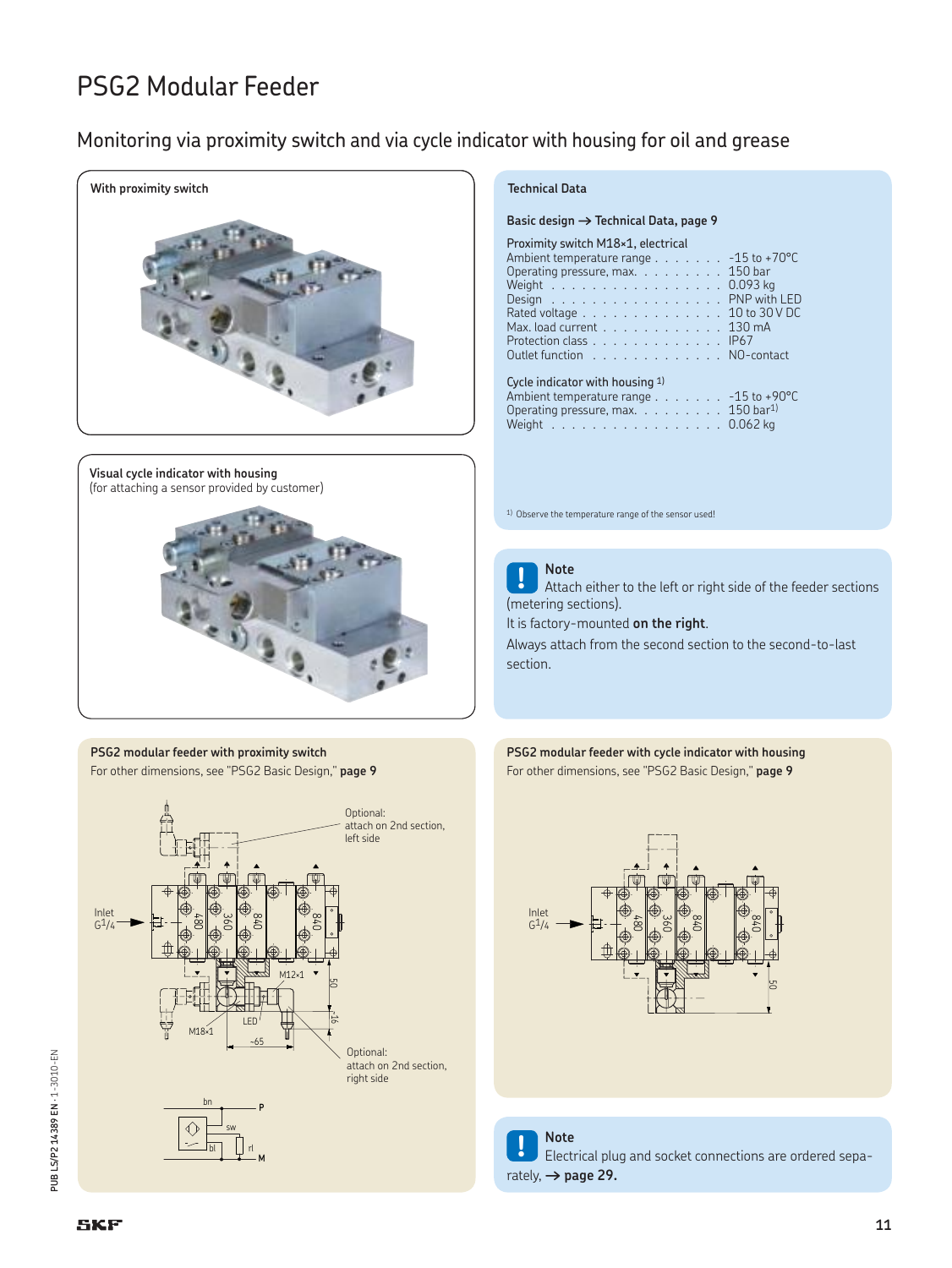# PSG2 Modular Feeder

## Monitoring via proximity switch and via cycle indicator with housing for oil and grease

**With proximity switch**

**Visual cycle indicator with housing**
(for attaching a sensor provided by customer)

### Technical Data

**Basic design → Technical Data, page 9**

Proximity switch M18×1, electrical

| | |
|---|---|
| Ambient temperature range | -15 to +70°C |
| Operating pressure, max. | 150 bar |
| Weight | 0.093 kg |
| Design | PNP with LED |
| Rated voltage | 10 to 30 V DC |
| Max. load current | 130 mA |
| Protection class | IP67 |
| Outlet function | NO-contact |

Cycle indicator with housing [1]

| | |
|---|---|
| Ambient temperature range | -15 to +90°C |
| Operating pressure, max. | 150 bar[1] |
| Weight | 0.062 kg |

[1] Observe the temperature range of the sensor used!

> **Note**
> Attach either to the left or right side of the feeder sections (metering sections).
> It is factory-mounted **on the right**.
> Always attach from the second section to the second-to-last section.

**PSG2 modular feeder with proximity switch**

For other dimensions, see "PSG2 Basic Design," **page 9**

Optional: attach on 2nd section, left side

Inlet G1/4

480 360 840 840

M12×1 LED M18×1 ~65 50 ~16

Optional: attach on 2nd section, right side

bn P sw bl rl M

**PSG2 modular feeder with cycle indicator with housing**

For other dimensions, see "PSG2 Basic Design," **page 9**

Inlet G1/4

480 360 840 840

50

> **Note**
> Electrical plug and socket connections are ordered separately, **→ page 29.**

PUB LS/P2 14389 EN · 1-3010-EN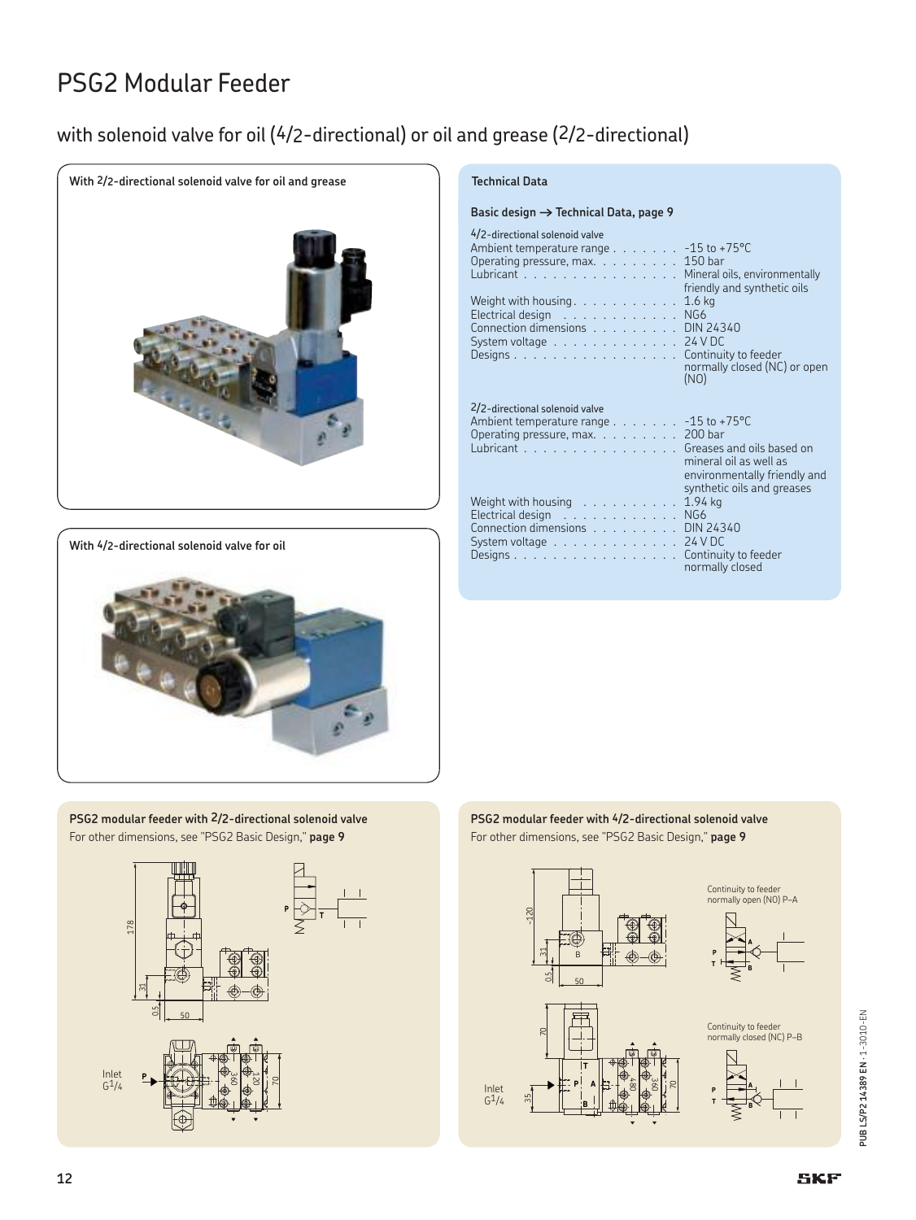# PSG2 Modular Feeder

## with solenoid valve for oil (4/2-directional) or oil and grease (2/2-directional)

**With 2/2-directional solenoid valve for oil and grease**

**With 4/2-directional solenoid valve for oil**

### Technical Data

**Basic design → Technical Data, page 9**

4/2-directional solenoid valve

| | |
|---|---|
| Ambient temperature range | -15 to +75°C |
| Operating pressure, max. | 150 bar |
| Lubricant | Mineral oils, environmentally friendly and synthetic oils |
| Weight with housing | 1.6 kg |
| Electrical design | NG6 |
| Connection dimensions | DIN 24340 |
| System voltage | 24 V DC |
| Designs | Continuity to feeder normally closed (NC) or open (NO) |

2/2-directional solenoid valve

| | |
|---|---|
| Ambient temperature range | -15 to +75°C |
| Operating pressure, max. | 200 bar |
| Lubricant | Greases and oils based on mineral oil as well as environmentally friendly and synthetic oils and greases |
| Weight with housing | 1.94 kg |
| Electrical design | NG6 |
| Connection dimensions | DIN 24340 |
| System voltage | 24 V DC |
| Designs | Continuity to feeder normally closed |

**PSG2 modular feeder with 2/2-directional solenoid valve**
For other dimensions, see "PSG2 Basic Design," **page 9**

178, 31, 0.5, 50, P, T, Inlet G1/4, 360, 120, 70

**PSG2 modular feeder with 4/2-directional solenoid valve**
For other dimensions, see "PSG2 Basic Design," **page 9**

~120, 31, 0.5, 50, B, Continuity to feeder normally open (NO) P–A, P, T, A, B, 70, 35, Inlet G1/4, T, P, A, B, 480, 360, 70, Continuity to feeder normally closed (NC) P–B

PUB LS/P2 14389 EN · 1-3010-EN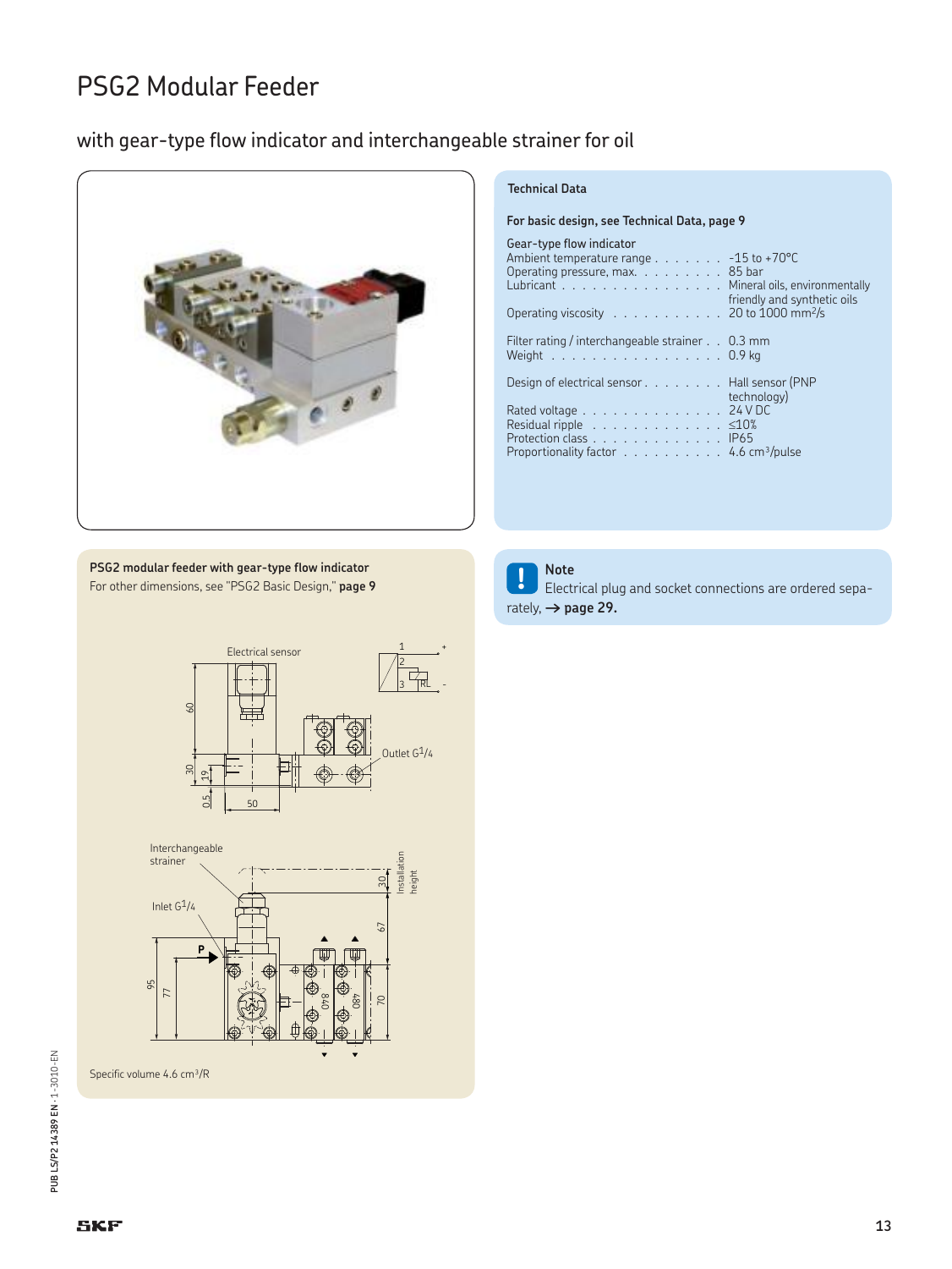# PSG2 Modular Feeder

## with gear-type flow indicator and interchangeable strainer for oil

### Technical Data

**For basic design, see Technical Data, page 9**

**Gear-type flow indicator**

| | |
|---|---|
| Ambient temperature range | -15 to +70°C |
| Operating pressure, max. | 85 bar |
| Lubricant | Mineral oils, environmentally friendly and synthetic oils |
| Operating viscosity | 20 to 1000 mm²/s |
| Filter rating / interchangeable strainer | 0.3 mm |
| Weight | 0.9 kg |
| Design of electrical sensor | Hall sensor (PNP technology) |
| Rated voltage | 24 V DC |
| Residual ripple | ≤10% |
| Protection class | IP65 |
| Proportionality factor | 4.6 cm³/pulse |

**PSG2 modular feeder with gear-type flow indicator**

For other dimensions, see "PSG2 Basic Design," **page 9**

Electrical sensor

Outlet G1/4

Interchangeable strainer

Inlet G1/4

Installation height

Specific volume 4.6 cm³/R

**Note**

Electrical plug and socket connections are ordered separately, → **page 29.**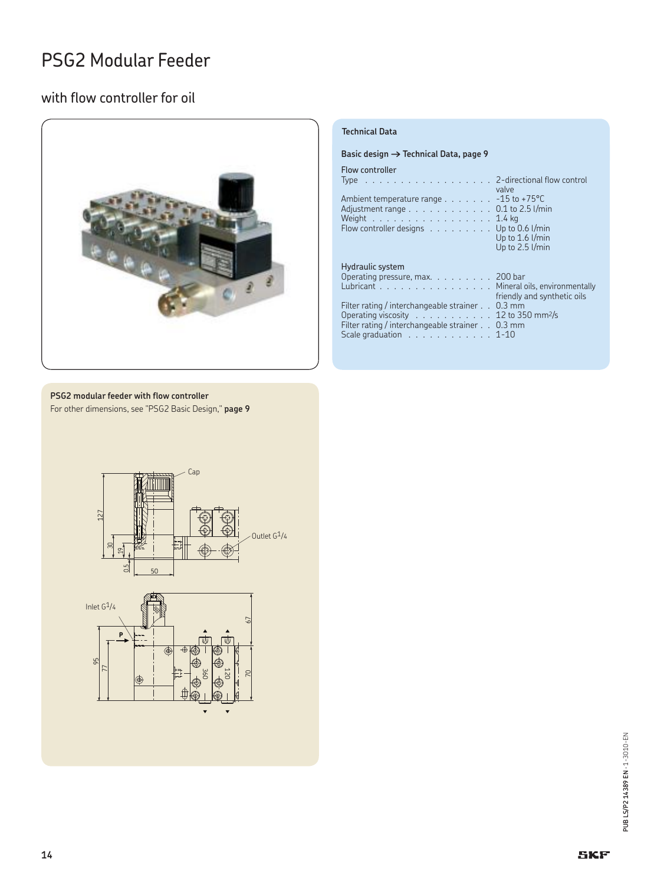# PSG2 Modular Feeder

## with flow controller for oil

### Technical Data

**Basic design → Technical Data, page 9**

**Flow controller**

| | |
|---|---|
| Type | 2-directional flow control valve |
| Ambient temperature range | -15 to +75°C |
| Adjustment range | 0.1 to 2.5 l/min |
| Weight | 1.4 kg |
| Flow controller designs | Up to 0.6 l/min<br>Up to 1.6 l/min<br>Up to 2.5 l/min |

**Hydraulic system**

| | |
|---|---|
| Operating pressure, max. | 200 bar |
| Lubricant | Mineral oils, environmentally friendly and synthetic oils |
| Filter rating / interchangeable strainer | 0.3 mm |
| Operating viscosity | 12 to 350 mm²/s |
| Filter rating / interchangeable strainer | 0.3 mm |
| Scale graduation | 1-10 |

**PSG2 modular feeder with flow controller**

For other dimensions, see "PSG2 Basic Design," **page 9**

Cap

Outlet G1/4

Inlet G1/4

127, 30, 19, 0.5, 50, 67, 95, 77, 360, 120, 70, P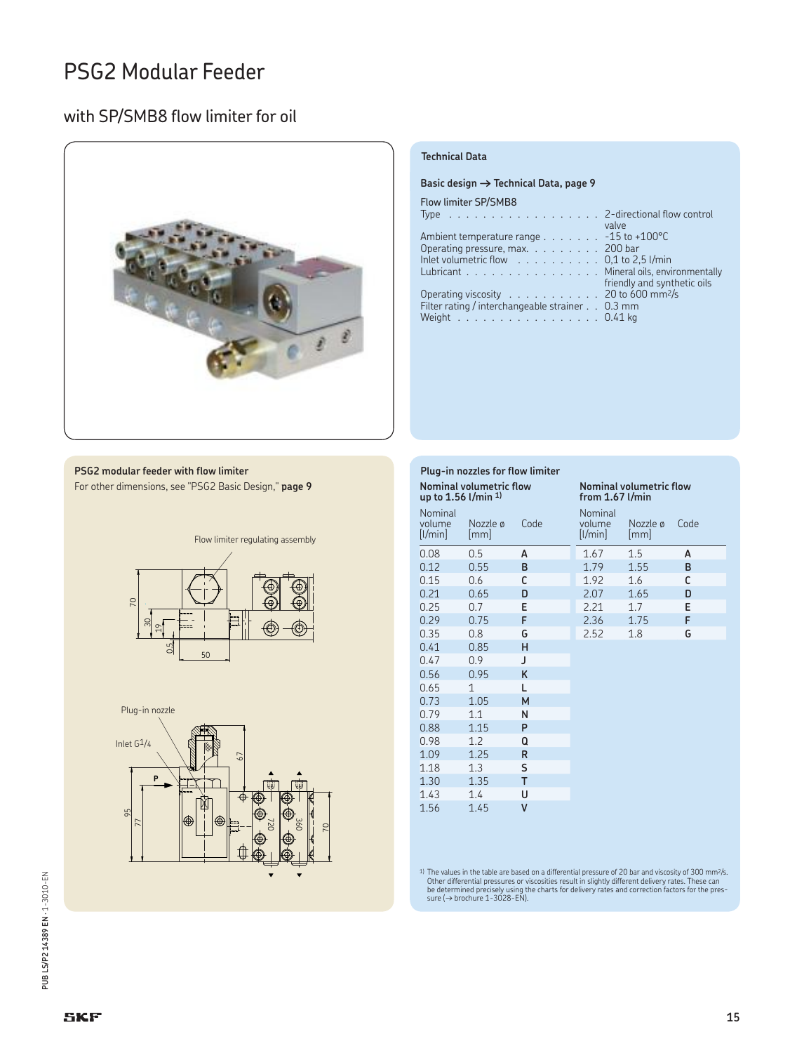# PSG2 Modular Feeder

## with SP/SMB8 flow limiter for oil

### Technical Data

**Basic design → Technical Data, page 9**

Flow limiter SP/SMB8

| | |
|---|---|
| Type | 2-directional flow control valve |
| Ambient temperature range | -15 to +100°C |
| Operating pressure, max. | 200 bar |
| Inlet volumetric flow | 0,1 to 2,5 l/min |
| Lubricant | Mineral oils, environmentally friendly and synthetic oils |
| Operating viscosity | 20 to 600 mm²/s |
| Filter rating / interchangeable strainer | 0.3 mm |
| Weight | 0.41 kg |

### PSG2 modular feeder with flow limiter

For other dimensions, see "PSG2 Basic Design," **page 9**

Flow limiter regulating assembly

70, 30, 19, 0.5, 50

Plug-in nozzle

Inlet G1/4

P

95, 77, 67, 720, 360, 70

### Plug-in nozzles for flow limiter

| Nominal volumetric flow up to 1.56 l/min [1] | | | Nominal volumetric flow from 1.67 l/min | | |
|---|---|---|---|---|---|
| Nominal volume [l/min] | Nozzle ø [mm] | Code | Nominal volume [l/min] | Nozzle ø [mm] | Code |
| 0.08 | 0.5 | A | 1.67 | 1.5 | A |
| 0.12 | 0.55 | B | 1.79 | 1.55 | B |
| 0.15 | 0.6 | C | 1.92 | 1.6 | C |
| 0.21 | 0.65 | D | 2.07 | 1.65 | D |
| 0.25 | 0.7 | E | 2.21 | 1.7 | E |
| 0.29 | 0.75 | F | 2.36 | 1.75 | F |
| 0.35 | 0.8 | G | 2.52 | 1.8 | G |
| 0.41 | 0.85 | H | | | |
| 0.47 | 0.9 | J | | | |
| 0.56 | 0.95 | K | | | |
| 0.65 | 1 | L | | | |
| 0.73 | 1.05 | M | | | |
| 0.79 | 1.1 | N | | | |
| 0.88 | 1.15 | P | | | |
| 0.98 | 1.2 | Q | | | |
| 1.09 | 1.25 | R | | | |
| 1.18 | 1.3 | S | | | |
| 1.30 | 1.35 | T | | | |
| 1.43 | 1.4 | U | | | |
| 1.56 | 1.45 | V | | | |

[1] The values in the table are based on a differential pressure of 20 bar and viscosity of 300 mm²/s. Other differential pressures or viscosities result in slightly different delivery rates. These can be determined precisely using the charts for delivery rates and correction factors for the pressure (→ brochure 1-3028-EN).

PUB LS/P2 14389 EN · 1-3010-EN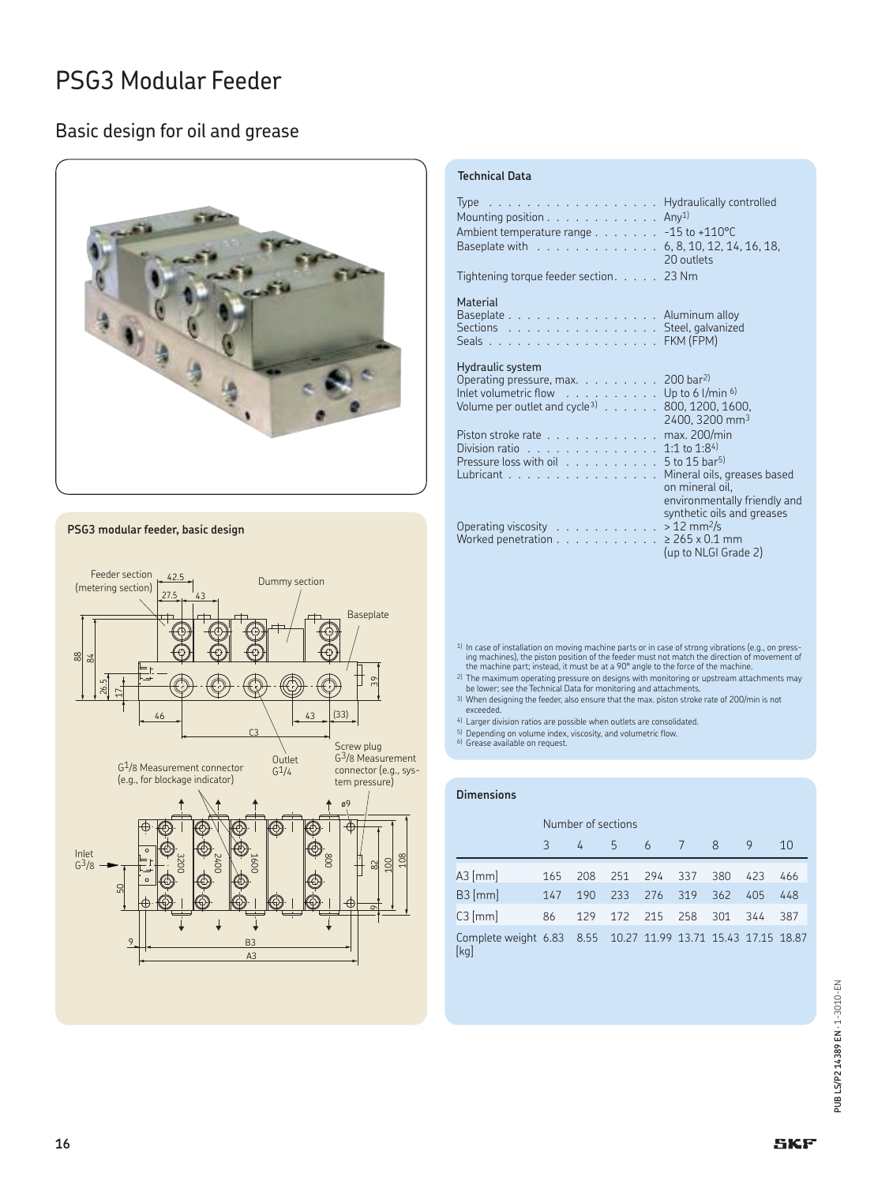# PSG3 Modular Feeder

## Basic design for oil and grease

**PSG3 modular feeder, basic design**

Feeder section (metering section)

Dummy section

Baseplate

Outlet G1/4

Screw plug G3/8 Measurement connector (e.g., system pressure)

G1/8 Measurement connector (e.g., for blockage indicator)

Inlet G3/8

### Technical Data

| | |
|---|---|
| Type | Hydraulically controlled |
| Mounting position | Any[1] |
| Ambient temperature range | -15 to +110°C |
| Baseplate with | 6, 8, 10, 12, 14, 16, 18, 20 outlets |
| Tightening torque feeder section | 23 Nm |

**Material**

| | |
|---|---|
| Baseplate | Aluminum alloy |
| Sections | Steel, galvanized |
| Seals | FKM (FPM) |

**Hydraulic system**

| | |
|---|---|
| Operating pressure, max. | 200 bar[2] |
| Inlet volumetric flow | Up to 6 l/min [6] |
| Volume per outlet and cycle[3] | 800, 1200, 1600, 2400, 3200 mm³ |
| Piston stroke rate | max. 200/min |
| Division ratio | 1:1 to 1:8[4] |
| Pressure loss with oil | 5 to 15 bar[5] |
| Lubricant | Mineral oils, greases based on mineral oil, environmentally friendly and synthetic oils and greases |
| Operating viscosity | > 12 mm²/s |
| Worked penetration | ≥ 265 x 0.1 mm (up to NLGI Grade 2) |

[1] In case of installation on moving machine parts or in case of strong vibrations (e.g., on pressing machines), the piston position of the feeder must not match the direction of movement of the machine part; instead, it must be at a 90° angle to the force of the machine.

[2] The maximum operating pressure on designs with monitoring or upstream attachments may be lower; see the Technical Data for monitoring and attachments.

[3] When designing the feeder, also ensure that the max. piston stroke rate of 200/min is not exceeded.

[4] Larger division ratios are possible when outlets are consolidated.

[5] Depending on volume index, viscosity, and volumetric flow.

[6] Grease available on request.

### Dimensions

| Number of sections | 3 | 4 | 5 | 6 | 7 | 8 | 9 | 10 |
|---|---|---|---|---|---|---|---|---|
| A3 [mm] | 165 | 208 | 251 | 294 | 337 | 380 | 423 | 466 |
| B3 [mm] | 147 | 190 | 233 | 276 | 319 | 362 | 405 | 448 |
| C3 [mm] | 86 | 129 | 172 | 215 | 258 | 301 | 344 | 387 |
| Complete weight [kg] | 6.83 | 8.55 | 10.27 | 11.99 | 13.71 | 15.43 | 17.15 | 18.87 |

PUB LS/P2 14389 EN · 1-3010-EN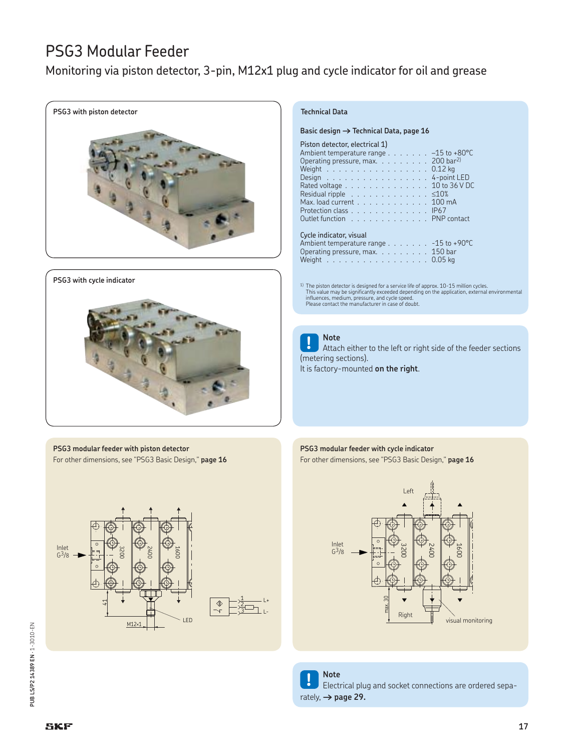# PSG3 Modular Feeder

## Monitoring via piston detector, 3-pin, M12x1 plug and cycle indicator for oil and grease

### PSG3 with piston detector

### PSG3 with cycle indicator

### Technical Data

**Basic design → Technical Data, page 16**

Piston detector, electrical 1)

| | |
|---|---|
| Ambient temperature range | –15 to +80°C |
| Operating pressure, max. | 200 bar[2)] |
| Weight | 0.12 kg |
| Design | 4-point LED |
| Rated voltage | 10 to 36 V DC |
| Residual ripple | ≤10% |
| Max. load current | 100 mA |
| Protection class | IP67 |
| Outlet function | PNP contact |

Cycle indicator, visual

| | |
|---|---|
| Ambient temperature range | –15 to +90°C |
| Operating pressure, max. | 150 bar |
| Weight | 0.05 kg |

[1)] The piston detector is designed for a service life of approx. 10-15 million cycles. This value may be significantly exceeded depending on the application, external environmental influences, medium, pressure, and cycle speed. Please contact the manufacturer in case of doubt.

> **Note**
> Attach either to the left or right side of the feeder sections (metering sections).
> It is factory-mounted **on the right**.

### PSG3 modular feeder with piston detector

For other dimensions, see "PSG3 Basic Design," **page 16**

Inlet G3/8 — 3200 — 2400 — 1600 — 41 — M12×1 — LED — 1 L+ — 2 — 3 L–

### PSG3 modular feeder with cycle indicator

For other dimensions, see "PSG3 Basic Design," **page 16**

Left — Inlet G3/8 — 3200 — 2400 — 1600 — max. 30 — Right — visual monitoring

> **Note**
> Electrical plug and socket connections are ordered separately, → **page 29.**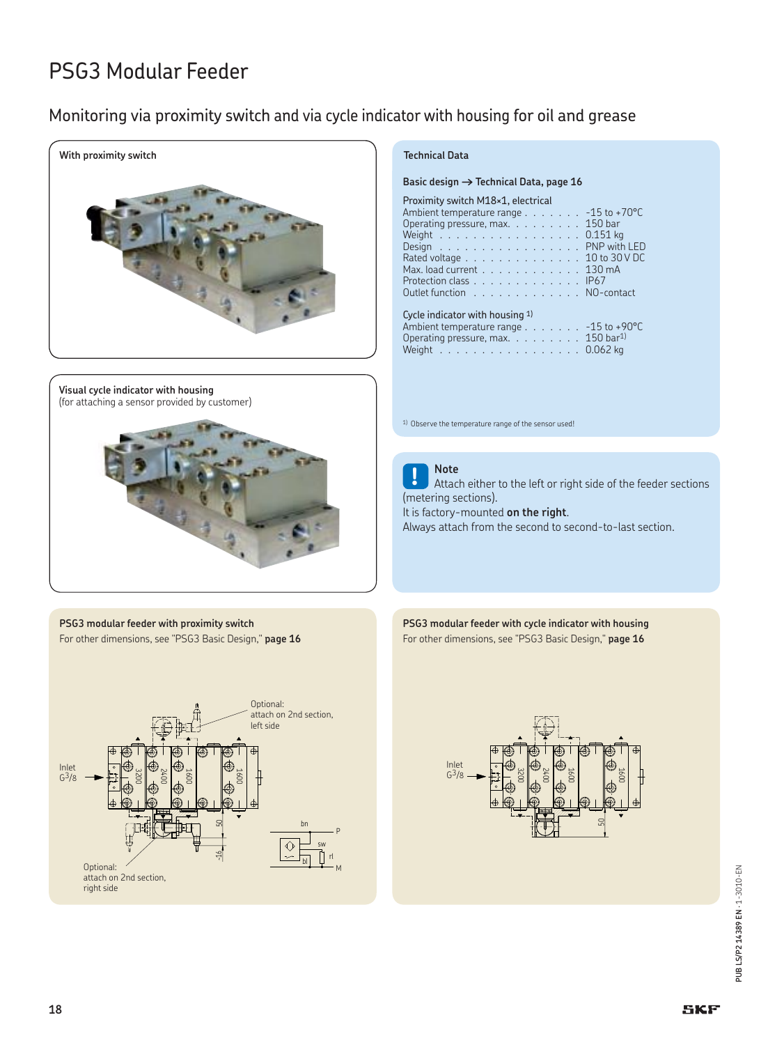# PSG3 Modular Feeder

## Monitoring via proximity switch and via cycle indicator with housing for oil and grease

**With proximity switch**

**Visual cycle indicator with housing**
(for attaching a sensor provided by customer)

### Technical Data

**Basic design → Technical Data, page 16**

Proximity switch M18×1, electrical

| | |
|---|---|
| Ambient temperature range | -15 to +70°C |
| Operating pressure, max. | 150 bar |
| Weight | 0.151 kg |
| Design | PNP with LED |
| Rated voltage | 10 to 30 V DC |
| Max. load current | 130 mA |
| Protection class | IP67 |
| Outlet function | NO-contact |

Cycle indicator with housing [1)]

| | |
|---|---|
| Ambient temperature range | -15 to +90°C |
| Operating pressure, max. | 150 bar[1)] |
| Weight | 0.062 kg |

[1)] Observe the temperature range of the sensor used!

**Note**

Attach either to the left or right side of the feeder sections (metering sections).
It is factory-mounted **on the right**.
Always attach from the second to second-to-last section.

**PSG3 modular feeder with proximity switch**

For other dimensions, see "PSG3 Basic Design," **page 16**

Inlet G3/8

Optional: attach on 2nd section, left side

Optional: attach on 2nd section, right side

3200 2400 1600 1600 50 16

bn P sw rl bl M

**PSG3 modular feeder with cycle indicator with housing**

For other dimensions, see "PSG3 Basic Design," **page 16**

Inlet G3/8

3200 2400 1600 1600 50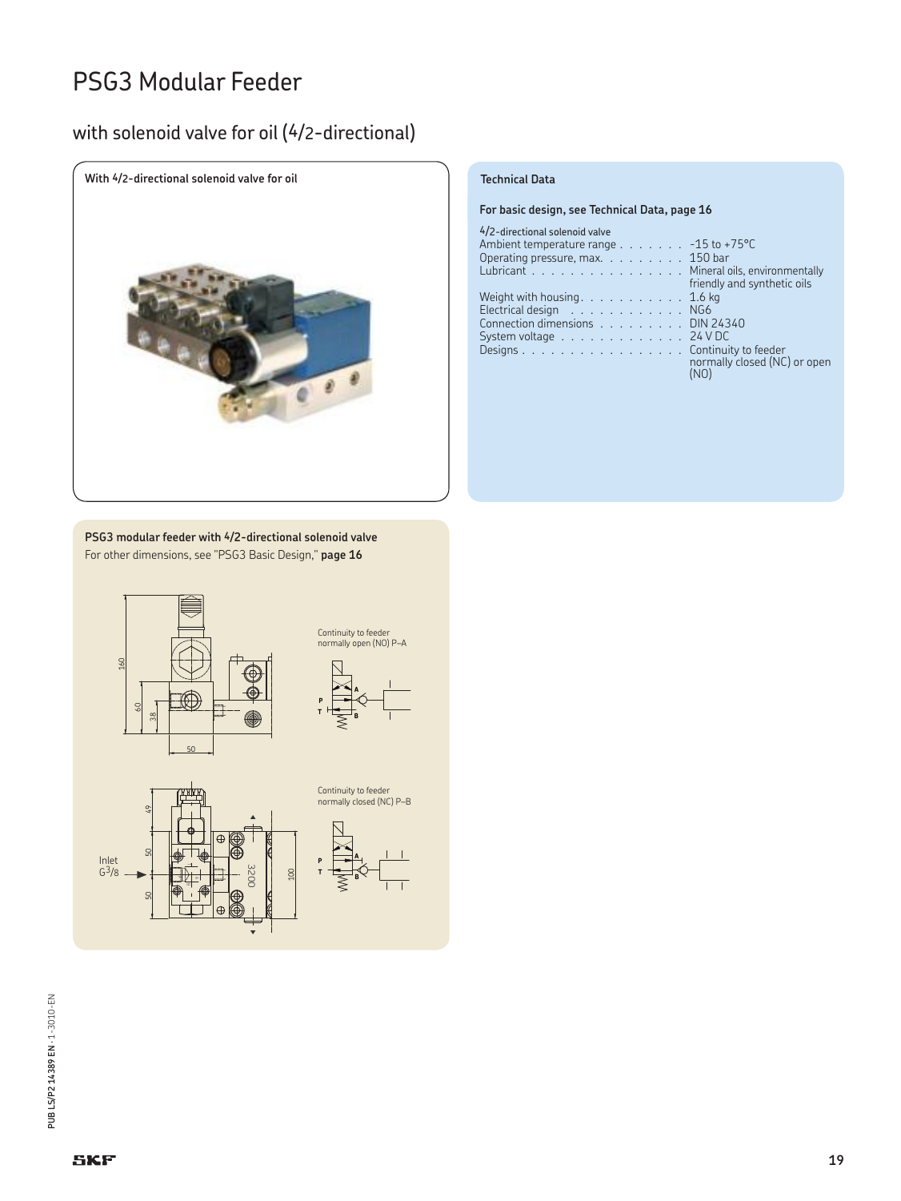# PSG3 Modular Feeder

## with solenoid valve for oil (4/2-directional)

**With 4/2-directional solenoid valve for oil**

### Technical Data

**For basic design, see Technical Data, page 16**

4/2-directional solenoid valve

| | |
|---|---|
| Ambient temperature range | -15 to +75°C |
| Operating pressure, max. | 150 bar |
| Lubricant | Mineral oils, environmentally friendly and synthetic oils |
| Weight with housing | 1.6 kg |
| Electrical design | NG6 |
| Connection dimensions | DIN 24340 |
| System voltage | 24 V DC |
| Designs | Continuity to feeder normally closed (NC) or open (NO) |

**PSG3 modular feeder with 4/2-directional solenoid valve**

For other dimensions, see "PSG3 Basic Design," **page 16**

Continuity to feeder normally open (NO) P–A

Continuity to feeder normally closed (NC) P–B

Inlet G3/8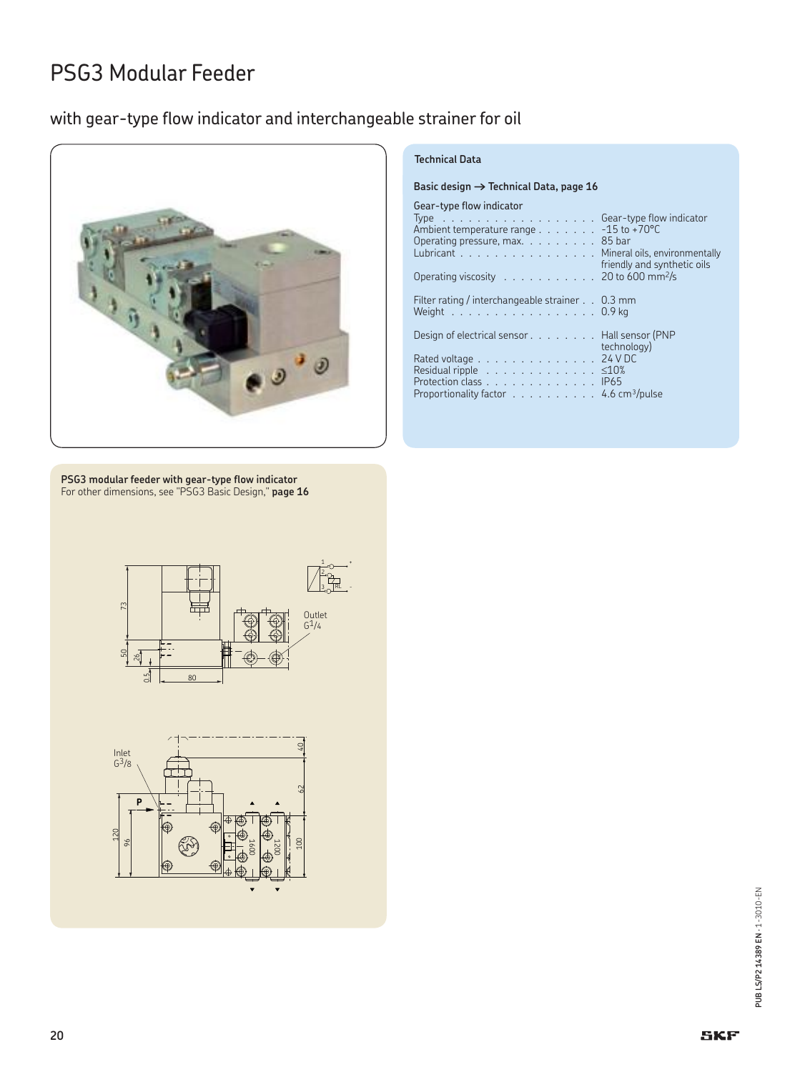# PSG3 Modular Feeder

## with gear-type flow indicator and interchangeable strainer for oil

### Technical Data

**Basic design → Technical Data, page 16**

Gear-type flow indicator

| | |
|---|---|
| Type | Gear-type flow indicator |
| Ambient temperature range | -15 to +70°C |
| Operating pressure, max. | 85 bar |
| Lubricant | Mineral oils, environmentally friendly and synthetic oils |
| Operating viscosity | 20 to 600 mm²/s |
| Filter rating / interchangeable strainer | 0.3 mm |
| Weight | 0.9 kg |
| Design of electrical sensor | Hall sensor (PNP technology) |
| Rated voltage | 24 V DC |
| Residual ripple | ≤10% |
| Protection class | IP65 |
| Proportionality factor | 4.6 cm³/pulse |

**PSG3 modular feeder with gear-type flow indicator**
For other dimensions, see "PSG3 Basic Design," **page 16**

Outlet G1/4

Inlet G3/8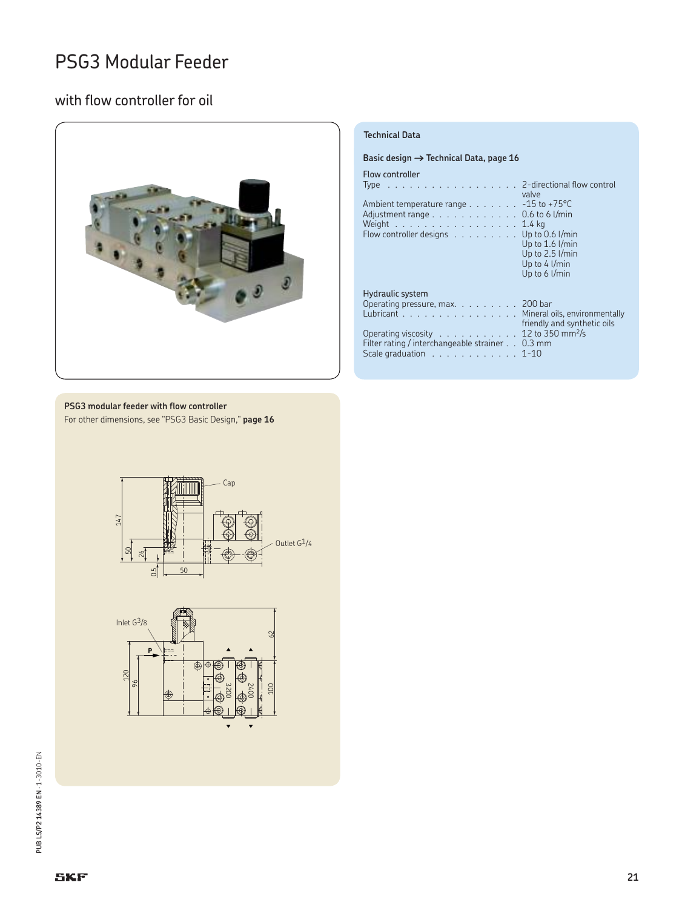# PSG3 Modular Feeder

## with flow controller for oil

### Technical Data

**Basic design → Technical Data, page 16**

**Flow controller**

| | |
|---|---|
| Type | 2-directional flow control valve |
| Ambient temperature range | -15 to +75°C |
| Adjustment range | 0.6 to 6 l/min |
| Weight | 1.4 kg |
| Flow controller designs | Up to 0.6 l/min<br>Up to 1.6 l/min<br>Up to 2.5 l/min<br>Up to 4 l/min<br>Up to 6 l/min |

**Hydraulic system**

| | |
|---|---|
| Operating pressure, max. | 200 bar |
| Lubricant | Mineral oils, environmentally friendly and synthetic oils |
| Operating viscosity | 12 to 350 $mm^2/s$ |
| Filter rating / interchangeable strainer | 0.3 mm |
| Scale graduation | 1-10 |

**PSG3 modular feeder with flow controller**

For other dimensions, see "PSG3 Basic Design," **page 16**

Cap

Outlet $G^1/_4$

Inlet $G^3/_8$

147 · 50 · 26 · 0.5 · 50 · 62 · 120 · 96 · 3200 · 2400 · 100 · P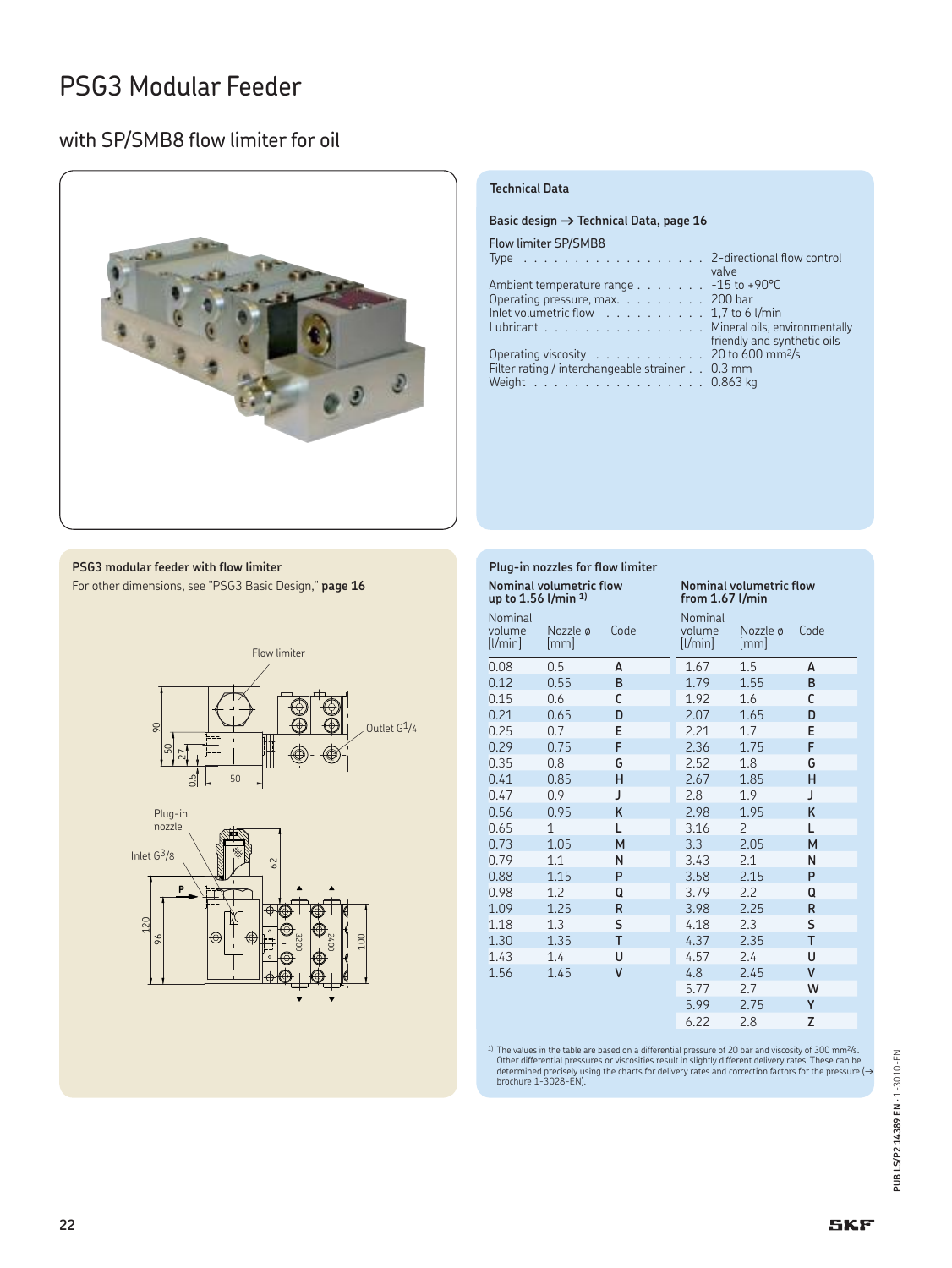# PSG3 Modular Feeder

## with SP/SMB8 flow limiter for oil

### Technical Data

**Basic design → Technical Data, page 16**

Flow limiter SP/SMB8

| | |
|---|---|
| Type | 2-directional flow control valve |
| Ambient temperature range | -15 to +90°C |
| Operating pressure, max. | 200 bar |
| Inlet volumetric flow | 1,7 to 6 l/min |
| Lubricant | Mineral oils, environmentally friendly and synthetic oils |
| Operating viscosity | 20 to 600 mm²/s |
| Filter rating / interchangeable strainer | 0.3 mm |
| Weight | 0.863 kg |

### PSG3 modular feeder with flow limiter

For other dimensions, see "PSG3 Basic Design," **page 16**

Flow limiter

Outlet G1/4

Plug-in nozzle

Inlet G3/8

### Plug-in nozzles for flow limiter

| Nominal volumetric flow up to 1.56 l/min [1] | | | Nominal volumetric flow from 1.67 l/min | | |
|---|---|---|---|---|---|
| Nominal volume [l/min] | Nozzle ø [mm] | Code | Nominal volume [l/min] | Nozzle ø [mm] | Code |
| 0.08 | 0.5 | A | 1.67 | 1.5 | A |
| 0.12 | 0.55 | B | 1.79 | 1.55 | B |
| 0.15 | 0.6 | C | 1.92 | 1.6 | C |
| 0.21 | 0.65 | D | 2.07 | 1.65 | D |
| 0.25 | 0.7 | E | 2.21 | 1.7 | E |
| 0.29 | 0.75 | F | 2.36 | 1.75 | F |
| 0.35 | 0.8 | G | 2.52 | 1.8 | G |
| 0.41 | 0.85 | H | 2.67 | 1.85 | H |
| 0.47 | 0.9 | J | 2.8 | 1.9 | J |
| 0.56 | 0.95 | K | 2.98 | 1.95 | K |
| 0.65 | 1 | L | 3.16 | 2 | L |
| 0.73 | 1.05 | M | 3.3 | 2.05 | M |
| 0.79 | 1.1 | N | 3.43 | 2.1 | N |
| 0.88 | 1.15 | P | 3.58 | 2.15 | P |
| 0.98 | 1.2 | Q | 3.79 | 2.2 | Q |
| 1.09 | 1.25 | R | 3.98 | 2.25 | R |
| 1.18 | 1.3 | S | 4.18 | 2.3 | S |
| 1.30 | 1.35 | T | 4.37 | 2.35 | T |
| 1.43 | 1.4 | U | 4.57 | 2.4 | U |
| 1.56 | 1.45 | V | 4.8 | 2.45 | V |
| | | | 5.77 | 2.7 | W |
| | | | 5.99 | 2.75 | Y |
| | | | 6.22 | 2.8 | Z |

[1] The values in the table are based on a differential pressure of 20 bar and viscosity of 300 mm²/s. Other differential pressures or viscosities result in slightly different delivery rates. These can be determined precisely using the charts for delivery rates and correction factors for the pressure (→ brochure 1-3028-EN).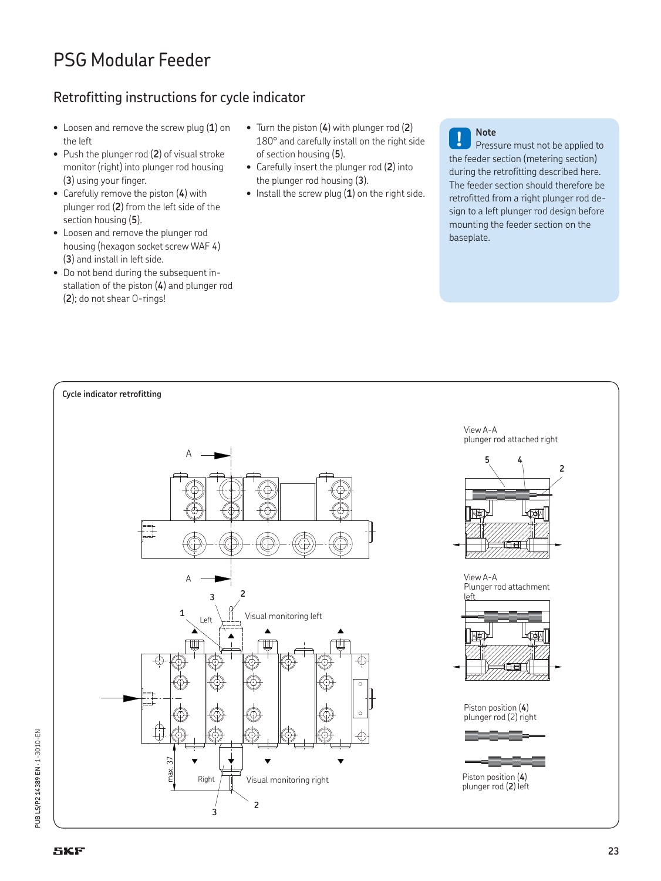# PSG Modular Feeder

## Retrofitting instructions for cycle indicator

- Loosen and remove the screw plug (**1**) on the left
- Push the plunger rod (**2**) of visual stroke monitor (right) into plunger rod housing (**3**) using your finger.
- Carefully remove the piston (**4**) with plunger rod (**2**) from the left side of the section housing (**5**).
- Loosen and remove the plunger rod housing (hexagon socket screw WAF 4) (**3**) and install in left side.
- Do not bend during the subsequent installation of the piston (**4**) and plunger rod (**2**); do not shear O-rings!
- Turn the piston (**4**) with plunger rod (**2**) 180° and carefully install on the right side of section housing (**5**).
- Carefully insert the plunger rod (**2**) into the plunger rod housing (**3**).
- Install the screw plug (**1**) on the right side.

> **Note**
> Pressure must not be applied to the feeder section (metering section) during the retrofitting described here. The feeder section should therefore be retrofitted from a right plunger rod design to a left plunger rod design before mounting the feeder section on the baseplate.

**Cycle indicator retrofitting**

A

A

1 Left 3 2 Visual monitoring left

max. 37 Right 3 2 Visual monitoring right

View A-A
plunger rod attached right

5 4 2

View A-A
Plunger rod attachment left

Piston position (**4**)
plunger rod (2) right

Piston position (**4**)
plunger rod (**2**) left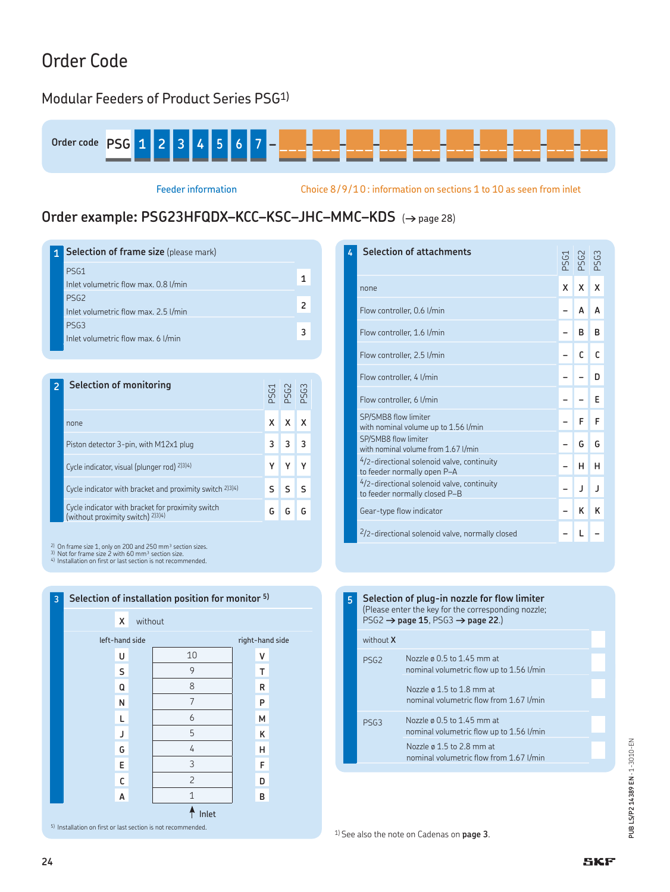# Order Code

## Modular Feeders of Product Series PSG[1)]

Order code **PSG 1 2 3 4 5 6 7 – ___ – ___ – ___ – ___ – ___ – ___ – ___ – ___ – ___ – ___**

Feeder information

Choice 8/9/10: information on sections 1 to 10 as seen from inlet

## Order example: PSG23HFQDX–KCC–KSC–JHC–MMC–KDS (→ page 28)

### 1 Selection of frame size (please mark)

| Frame size | Code |
|---|---|
| PSG1<br>Inlet volumetric flow max. 0.8 l/min | 1 |
| PSG2<br>Inlet volumetric flow max. 2.5 l/min | 2 |
| PSG3<br>Inlet volumetric flow max. 6 l/min | 3 |

### 2 Selection of monitoring

| | PSG1 | PSG2 | PSG3 |
|---|---|---|---|
| none | X | X | X |
| Piston detector 3-pin, with M12x1 plug | 3 | 3 | 3 |
| Cycle indicator, visual (plunger rod) [2)3)4)] | Y | Y | Y |
| Cycle indicator with bracket and proximity switch [2)3)4)] | S | S | S |
| Cycle indicator with bracket for proximity switch (without proximity switch) [2)3)4)] | G | G | G |

[2)] On frame size 1, only on 200 and 250 mm³ section sizes.
[3)] Not for frame size 2 with 60 mm³ section size.
[4)] Installation on first or last section is not recommended.

### 3 Selection of installation position for monitor [5)]

X without

| left-hand side | Section | right-hand side |
|---|---|---|
| U | 10 | V |
| S | 9 | T |
| Q | 8 | R |
| N | 7 | P |
| L | 6 | M |
| J | 5 | K |
| G | 4 | H |
| E | 3 | F |
| C | 2 | D |
| A | 1 | B |

↑ Inlet

[5)] Installation on first or last section is not recommended.

### 4 Selection of attachments

| | PSG1 | PSG2 | PSG3 |
|---|---|---|---|
| none | X | X | X |
| Flow controller, 0.6 l/min | – | A | A |
| Flow controller, 1.6 l/min | – | B | B |
| Flow controller, 2.5 l/min | – | C | C |
| Flow controller, 4 l/min | – | – | D |
| Flow controller, 6 l/min | – | – | E |
| SP/SMB8 flow limiter with nominal volume up to 1.56 l/min | – | F | F |
| SP/SMB8 flow limiter with nominal volume from 1.67 l/min | – | G | G |
| 4/2-directional solenoid valve, continuity to feeder normally open P–A | – | H | H |
| 4/2-directional solenoid valve, continuity to feeder normally closed P–B | – | J | J |
| Gear-type flow indicator | – | K | K |
| 2/2-directional solenoid valve, normally closed | – | L | – |

### 5 Selection of plug-in nozzle for flow limiter

(Please enter the key for the corresponding nozzle; PSG2 → **page 15**, PSG3 → **page 22**.)

| | | Key |
|---|---|---|
| without **X** | | |
| PSG2 | Nozzle ø 0.5 to 1.45 mm at nominal volumetric flow up to 1.56 l/min | |
| | Nozzle ø 1.5 to 1.8 mm at nominal volumetric flow from 1.67 l/min | |
| PSG3 | Nozzle ø 0.5 to 1.45 mm at nominal volumetric flow up to 1.56 l/min | |
| | Nozzle ø 1.5 to 2.8 mm at nominal volumetric flow from 1.67 l/min | |

[1)] See also the note on Cadenas on **page 3**.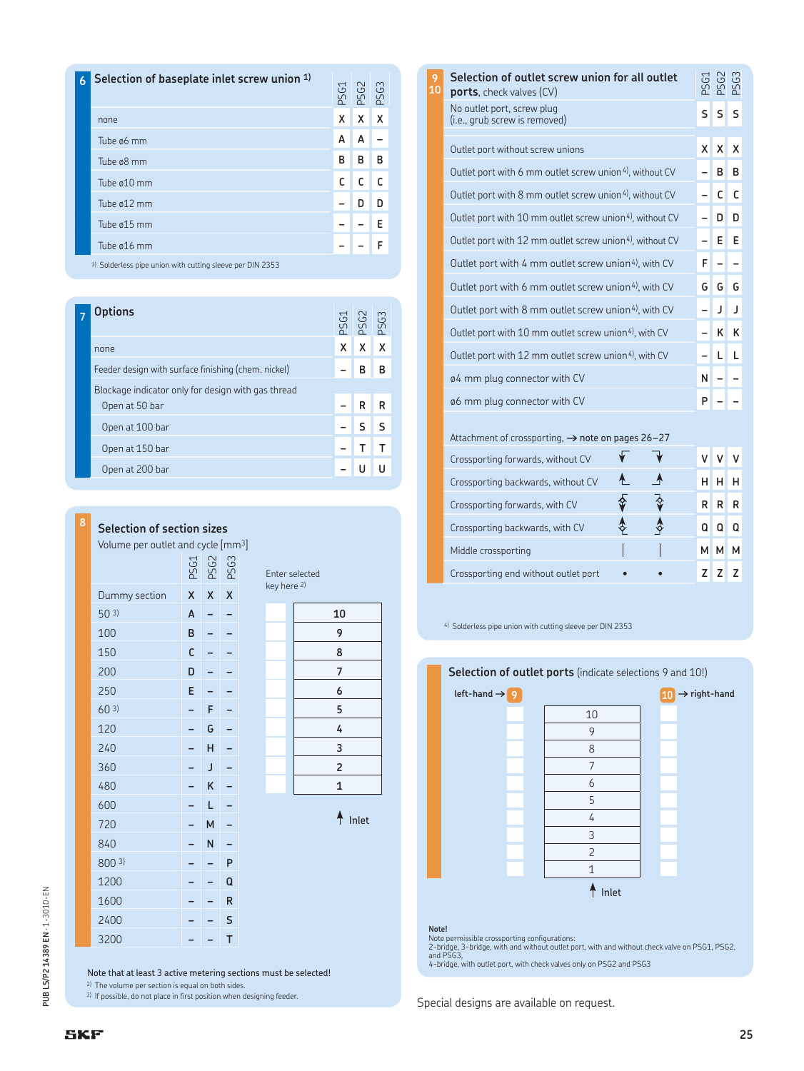## 6 Selection of baseplate inlet screw union [1)]

| | PSG1 | PSG2 | PSG3 |
|---|---|---|---|
| none | X | X | X |
| Tube ø6 mm | A | A | – |
| Tube ø8 mm | B | B | B |
| Tube ø10 mm | C | C | C |
| Tube ø12 mm | – | D | D |
| Tube ø15 mm | – | – | E |
| Tube ø16 mm | – | – | F |

1) Solderless pipe union with cutting sleeve per DIN 2353

## 7 Options

| | PSG1 | PSG2 | PSG3 |
|---|---|---|---|
| none | X | X | X |
| Feeder design with surface finishing (chem. nickel) | – | B | B |
| Blockage indicator only for design with gas thread | | | |
| Open at 50 bar | – | R | R |
| Open at 100 bar | – | S | S |
| Open at 150 bar | – | T | T |
| Open at 200 bar | – | U | U |

## 8 Selection of section sizes

Volume per outlet and cycle [mm³]

| | PSG1 | PSG2 | PSG3 |
|---|---|---|---|
| Dummy section | X | X | X |
| 50 [3)] | A | – | – |
| 100 | B | – | – |
| 150 | C | – | – |
| 200 | D | – | – |
| 250 | E | – | – |
| 60 [3)] | – | F | – |
| 120 | – | G | – |
| 240 | – | H | – |
| 360 | – | J | – |
| 480 | – | K | – |
| 600 | – | L | – |
| 720 | – | M | – |
| 840 | – | N | – |
| 800 [3)] | – | – | P |
| 1200 | – | – | Q |
| 1600 | – | – | R |
| 2400 | – | – | S |
| 3200 | – | – | T |

Enter selected key here [2)]

| Key | Section |
|---|---|
| | 10 |
| | 9 |
| | 8 |
| | 7 |
| | 6 |
| | 5 |
| | 4 |
| | 3 |
| | 2 |
| | 1 |

↑ Inlet

Note that at least 3 active metering sections must be selected!

2) The volume per section is equal on both sides.

3) If possible, do not place in first position when designing feeder.

## 9 10 Selection of outlet screw union for all outlet ports, check valves (CV)

| | | | PSG1 | PSG2 | PSG3 |
|---|---|---|---|---|---|
| No outlet port, screw plug (i.e., grub screw is removed) | | | S | S | S |
| Outlet port without screw unions | | | X | X | X |
| Outlet port with 6 mm outlet screw union [4)], without CV | | | – | B | B |
| Outlet port with 8 mm outlet screw union [4)], without CV | | | – | C | C |
| Outlet port with 10 mm outlet screw union [4)], without CV | | | – | D | D |
| Outlet port with 12 mm outlet screw union [4)], without CV | | | – | E | E |
| Outlet port with 4 mm outlet screw union [4)], with CV | | | F | – | – |
| Outlet port with 6 mm outlet screw union [4)], with CV | | | G | G | G |
| Outlet port with 8 mm outlet screw union [4)], with CV | | | – | J | J |
| Outlet port with 10 mm outlet screw union [4)], with CV | | | – | K | K |
| Outlet port with 12 mm outlet screw union [4)], with CV | | | – | L | L |
| ø4 mm plug connector with CV | | | N | – | – |
| ø6 mm plug connector with CV | | | P | – | – |
| Attachment of crossporting, → note on pages 26–27 | | | | | |
| Crossporting forwards, without CV | ↓ | ↓ | V | V | V |
| Crossporting backwards, without CV | ↑ | ↑ | H | H | H |
| Crossporting forwards, with CV | ↕ | ↕ | R | R | R |
| Crossporting backwards, with CV | ↕ | ↕ | Q | Q | Q |
| Middle crossporting | \| | \| | M | M | M |
| Crossporting end without outlet port | • | • | Z | Z | Z |

4) Solderless pipe union with cutting sleeve per DIN 2353

## Selection of outlet ports (indicate selections 9 and 10!)

| left-hand → 9 | Section | 10 → right-hand |
|---|---|---|
| | 10 | |
| | 9 | |
| | 8 | |
| | 7 | |
| | 6 | |
| | 5 | |
| | 4 | |
| | 3 | |
| | 2 | |
| | 1 | |

↑ Inlet

**Note!**

Note permissible crossporting configurations:
2-bridge, 3-bridge, with and without outlet port, with and without check valve on PSG1, PSG2, and PSG3,
4-bridge, with outlet port, with check valves only on PSG2 and PSG3

Special designs are available on request.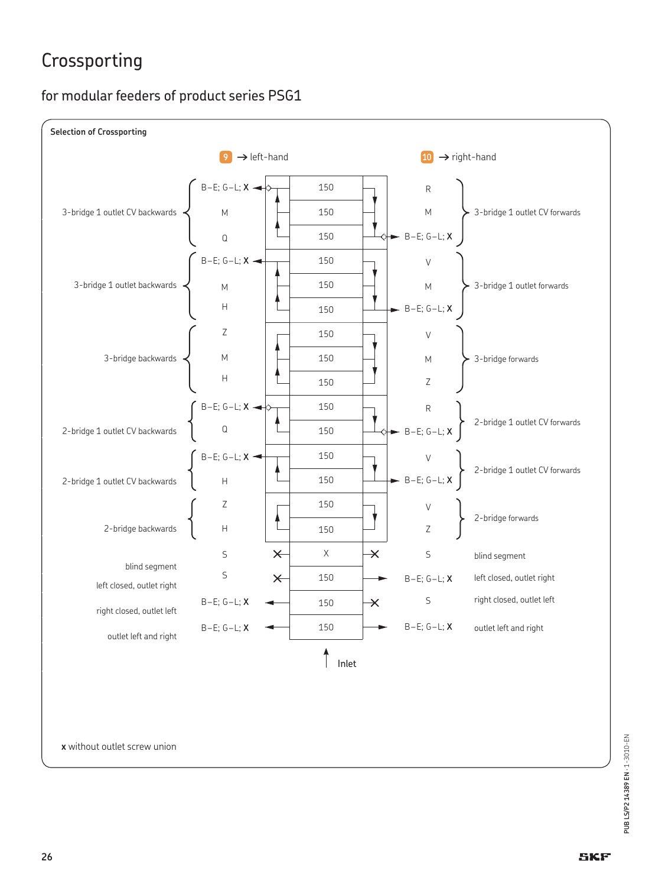# Crossporting

## for modular feeders of product series PSG1

**Selection of Crossporting**

9 → left-hand | 10 → right-hand

| Left-hand designation | Left-hand code | Segment | Right-hand code | Right-hand designation |
| --- | --- | --- | --- | --- |
| 3-bridge 1 outlet CV backwards | B–E; G–L; **X** | 150 | R | 3-bridge 1 outlet CV forwards |
| | M | 150 | M | |
| | Q | 150 | B–E; G–L; **X** | |
| 3-bridge 1 outlet backwards | B–E; G–L; **X** | 150 | V | 3-bridge 1 outlet forwards |
| | M | 150 | M | |
| | H | 150 | B–E; G–L; **X** | |
| 3-bridge backwards | Z | 150 | V | 3-bridge forwards |
| | M | 150 | M | |
| | H | 150 | Z | |
| 2-bridge 1 outlet CV backwards | B–E; G–L; **X** | 150 | R | 2-bridge 1 outlet CV forwards |
| | Q | 150 | B–E; G–L; **X** | |
| 2-bridge 1 outlet CV backwards | B–E; G–L; **X** | 150 | V | 2-bridge 1 outlet CV forwards |
| | H | 150 | B–E; G–L; **X** | |
| 2-bridge backwards | Z | 150 | V | 2-bridge forwards |
| | H | 150 | Z | |
| blind segment | S | X | S | blind segment |
| left closed, outlet right | S | 150 | B–E; G–L; **X** | left closed, outlet right |
| right closed, outlet left | B–E; G–L; **X** | 150 | S | right closed, outlet left |
| outlet left and right | B–E; G–L; **X** | 150 | B–E; G–L; **X** | outlet left and right |

Inlet

**x** without outlet screw union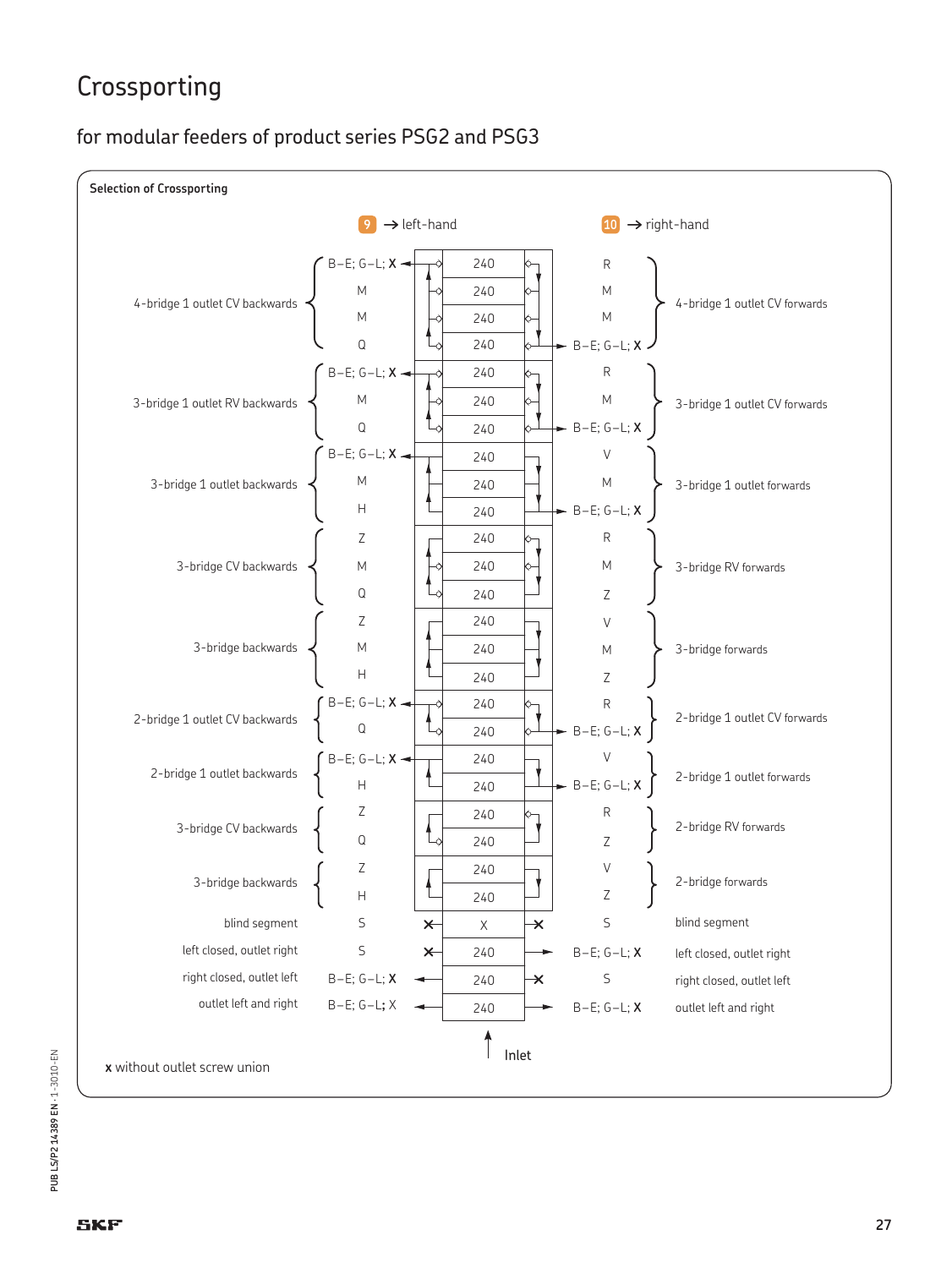# Crossporting

## for modular feeders of product series PSG2 and PSG3

**Selection of Crossporting**

9 → left-hand    10 → right-hand

| Left-hand description | Left-hand ports | Segment | Right-hand ports | Right-hand description |
|---|---|---|---|---|
| 4-bridge 1 outlet CV backwards | B–E; G–L; **X** | 240 | R | 4-bridge 1 outlet CV forwards |
| | M | 240 | M | |
| | M | 240 | M | |
| | Q | 240 | B–E; G–L; **X** | |
| 3-bridge 1 outlet RV backwards | B–E; G–L; **X** | 240 | R | 3-bridge 1 outlet CV forwards |
| | M | 240 | M | |
| | Q | 240 | B–E; G–L; **X** | |
| 3-bridge 1 outlet backwards | B–E; G–L; **X** | 240 | V | 3-bridge 1 outlet forwards |
| | M | 240 | M | |
| | H | 240 | B–E; G–L; **X** | |
| 3-bridge CV backwards | Z | 240 | R | 3-bridge RV forwards |
| | M | 240 | M | |
| | Q | 240 | Z | |
| 3-bridge backwards | Z | 240 | V | 3-bridge forwards |
| | M | 240 | M | |
| | H | 240 | Z | |
| 2-bridge 1 outlet CV backwards | B–E; G–L; **X** | 240 | R | 2-bridge 1 outlet CV forwards |
| | Q | 240 | B–E; G–L; **X** | |
| 2-bridge 1 outlet backwards | B–E; G–L; **X** | 240 | V | 2-bridge 1 outlet forwards |
| | H | 240 | B–E; G–L; **X** | |
| 3-bridge CV backwards | Z | 240 | R | 2-bridge RV forwards |
| | Q | 240 | Z | |
| 3-bridge backwards | Z | 240 | V | 2-bridge forwards |
| | H | 240 | Z | |
| blind segment | S | X | S | blind segment |
| left closed, outlet right | S | 240 | B–E; G–L; **X** | left closed, outlet right |
| right closed, outlet left | B–E; G–L; **X** | 240 | S | right closed, outlet left |
| outlet left and right | B–E; G–L; X | 240 | B–E; G–L; **X** | outlet left and right |

Inlet

**x** without outlet screw union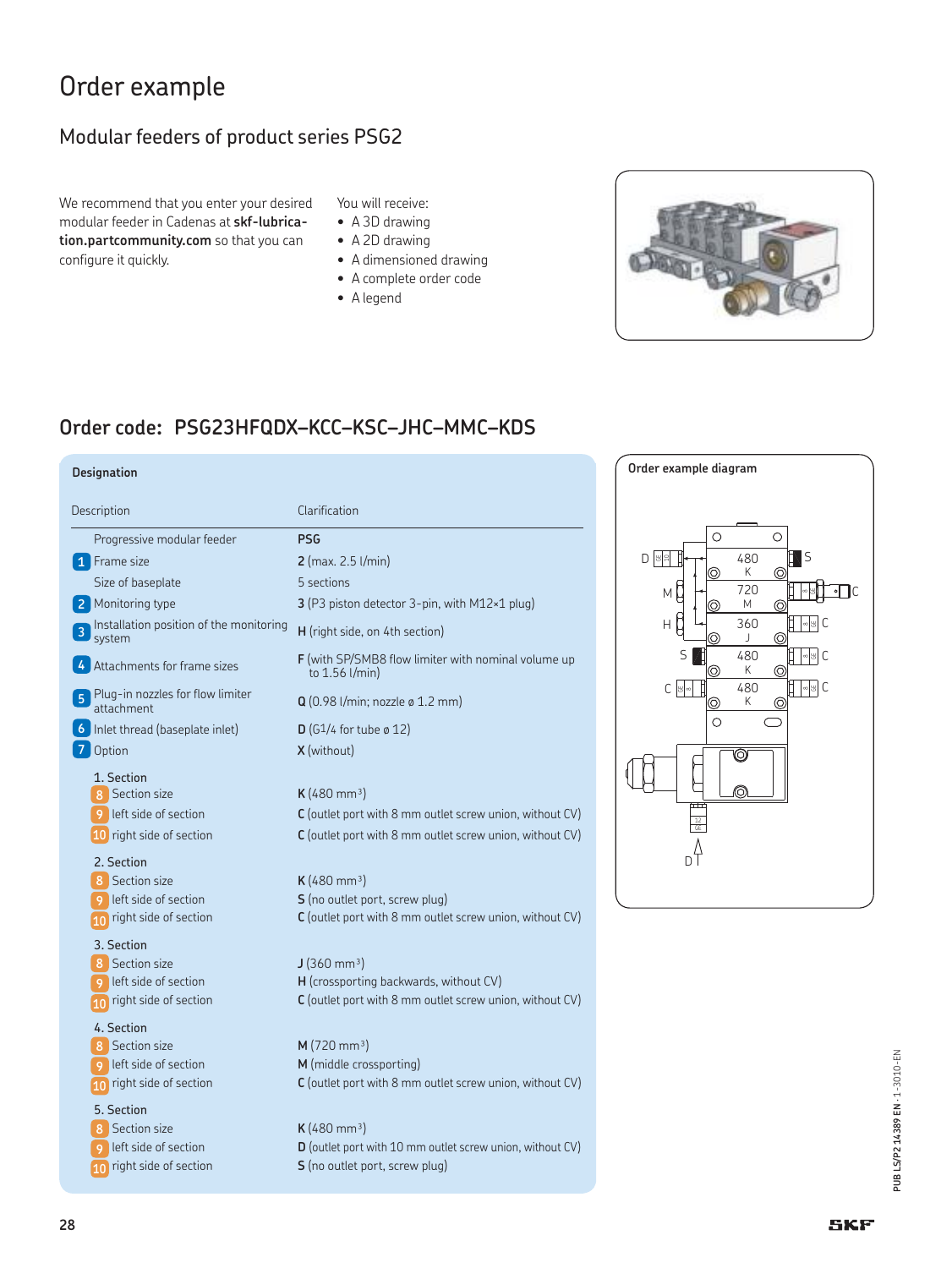# Order example

## Modular feeders of product series PSG2

We recommend that you enter your desired modular feeder in Cadenas at **skf-lubrication.partcommunity.com** so that you can configure it quickly.

You will receive:

- A 3D drawing
- A 2D drawing
- A dimensioned drawing
- A complete order code
- A legend

## Order code: PSG23HFQDX–KCC–KSC–JHC–MMC–KDS

**Designation**

| Description | Clarification |
|---|---|
| Progressive modular feeder | **PSG** |
| 1 Frame size | **2** (max. 2.5 l/min) |
| Size of baseplate | 5 sections |
| 2 Monitoring type | **3** (P3 piston detector 3-pin, with M12×1 plug) |
| 3 Installation position of the monitoring system | **H** (right side, on 4th section) |
| 4 Attachments for frame sizes | **F** (with SP/SMB8 flow limiter with nominal volume up to 1.56 l/min) |
| 5 Plug-in nozzles for flow limiter attachment | **Q** (0.98 l/min; nozzle ø 1.2 mm) |
| 6 Inlet thread (baseplate inlet) | **D** (G1/4 for tube ø 12) |
| 7 Option | **X** (without) |
| **1. Section** | |
| 8 Section size | **K** (480 mm³) |
| 9 left side of section | **C** (outlet port with 8 mm outlet screw union, without CV) |
| 10 right side of section | **C** (outlet port with 8 mm outlet screw union, without CV) |
| **2. Section** | |
| 8 Section size | **K** (480 mm³) |
| 9 left side of section | **S** (no outlet port, screw plug) |
| 10 right side of section | **C** (outlet port with 8 mm outlet screw union, without CV) |
| **3. Section** | |
| 8 Section size | **J** (360 mm³) |
| 9 left side of section | **H** (crossporting backwards, without CV) |
| 10 right side of section | **C** (outlet port with 8 mm outlet screw union, without CV) |
| **4. Section** | |
| 8 Section size | **M** (720 mm³) |
| 9 left side of section | **M** (middle crossporting) |
| 10 right side of section | **C** (outlet port with 8 mm outlet screw union, without CV) |
| **5. Section** | |
| 8 Section size | **K** (480 mm³) |
| 9 left side of section | **D** (outlet port with 10 mm outlet screw union, without CV) |
| 10 right side of section | **S** (no outlet port, screw plug) |

**Order example diagram**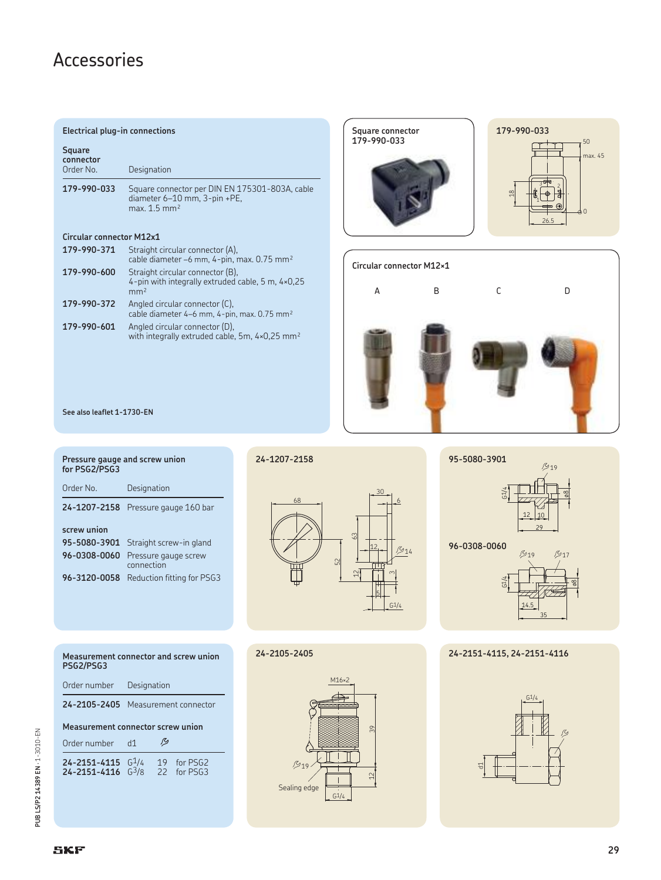# Accessories

## Electrical plug-in connections

| Square connector Order No. | Designation |
|---|---|
| **179-990-033** | Square connector per DIN EN 175301-803A, cable diameter 6–10 mm, 3-pin +PE, max. 1.5 mm² |

**Circular connector M12x1**

| Order No. | Designation |
|---|---|
| **179-990-371** | Straight circular connector (A), cable diameter –6 mm, 4-pin, max. 0.75 mm² |
| **179-990-600** | Straight circular connector (B), 4-pin with integrally extruded cable, 5 m, 4×0,25 mm² |
| **179-990-372** | Angled circular connector (C), cable diameter 4–6 mm, 4-pin, max. 0.75 mm² |
| **179-990-601** | Angled circular connector (D), with integrally extruded cable, 5m, 4×0,25 mm² |

**See also leaflet 1-1730-EN**

Square connector 179-990-033

179-990-033

Circular connector M12×1

A B C D

## Pressure gauge and screw union for PSG2/PSG3

| Order No. | Designation |
|---|---|
| **24-1207-2158** | Pressure gauge 160 bar |
| **screw union** | |
| **95-5080-3901** | Straight screw-in gland |
| **96-0308-0060** | Pressure gauge screw connection |
| **96-3120-0058** | Reduction fitting for PSG3 |

24-1207-2158

95-5080-3901

96-0308-0060

## Measurement connector and screw union PSG2/PSG3

| Order number | Designation |
|---|---|
| **24-2105-2405** | Measurement connector |

**Measurement connector screw union**

| Order number | d1 | Wrench size | |
|---|---|---|---|
| **24-2151-4115** | G1/4 | 19 | for PSG2 |
| **24-2151-4116** | G3/8 | 22 | for PSG3 |

24-2105-2405

24-2151-4115, 24-2151-4116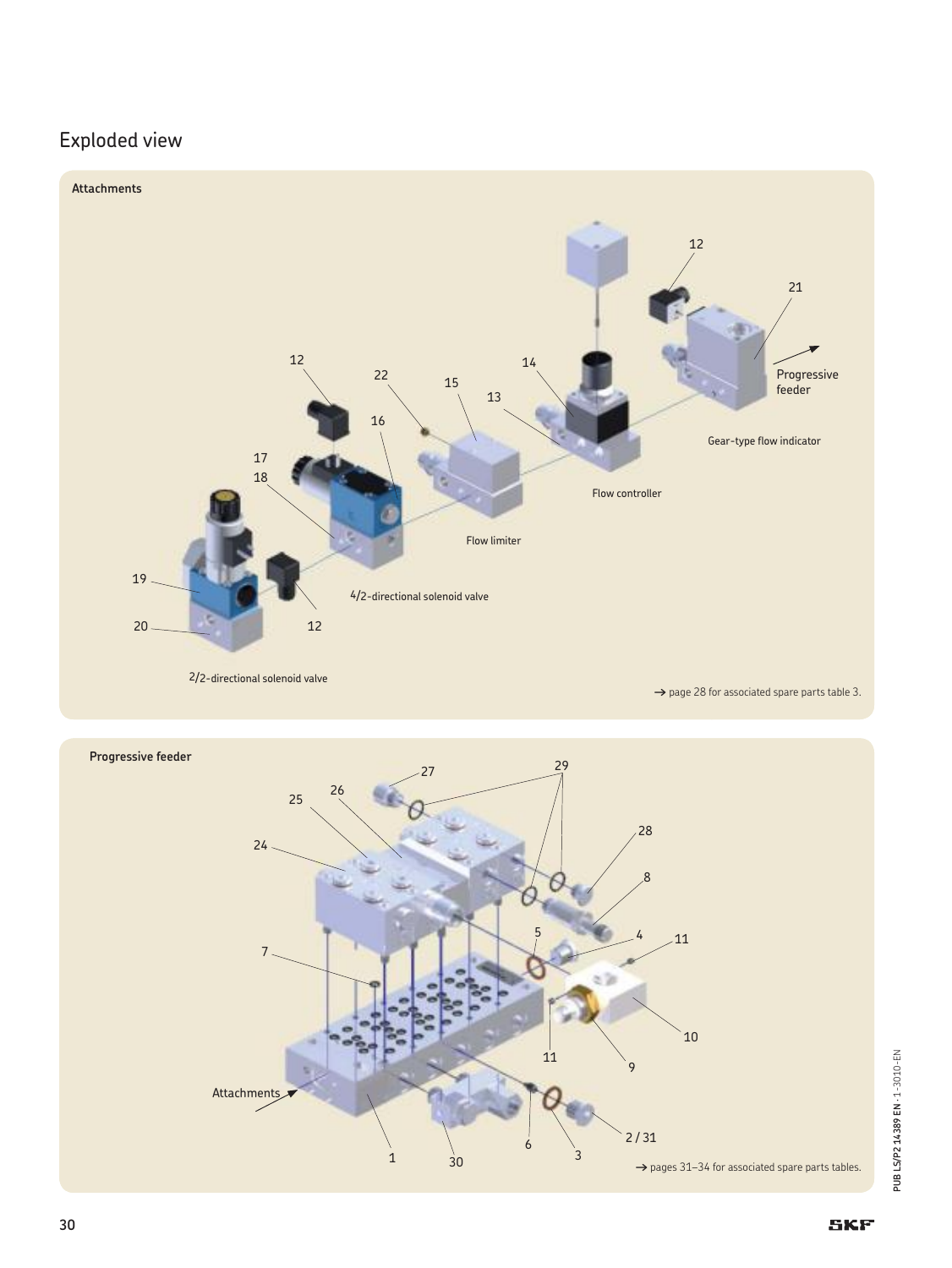# Exploded view

**Attachments**

12

21

Progressive feeder

12

22

15

14

13

16

Gear-type flow indicator

17

18

Flow controller

Flow limiter

19

4/2-directional solenoid valve

20

12

2/2-directional solenoid valve

→ page 28 for associated spare parts table 3.

**Progressive feeder**

27

29

26

25

28

24

8

5

4

11

7

10

11

9

Attachments

2 / 31

1

30

6

3

→ pages 31–34 for associated spare parts tables.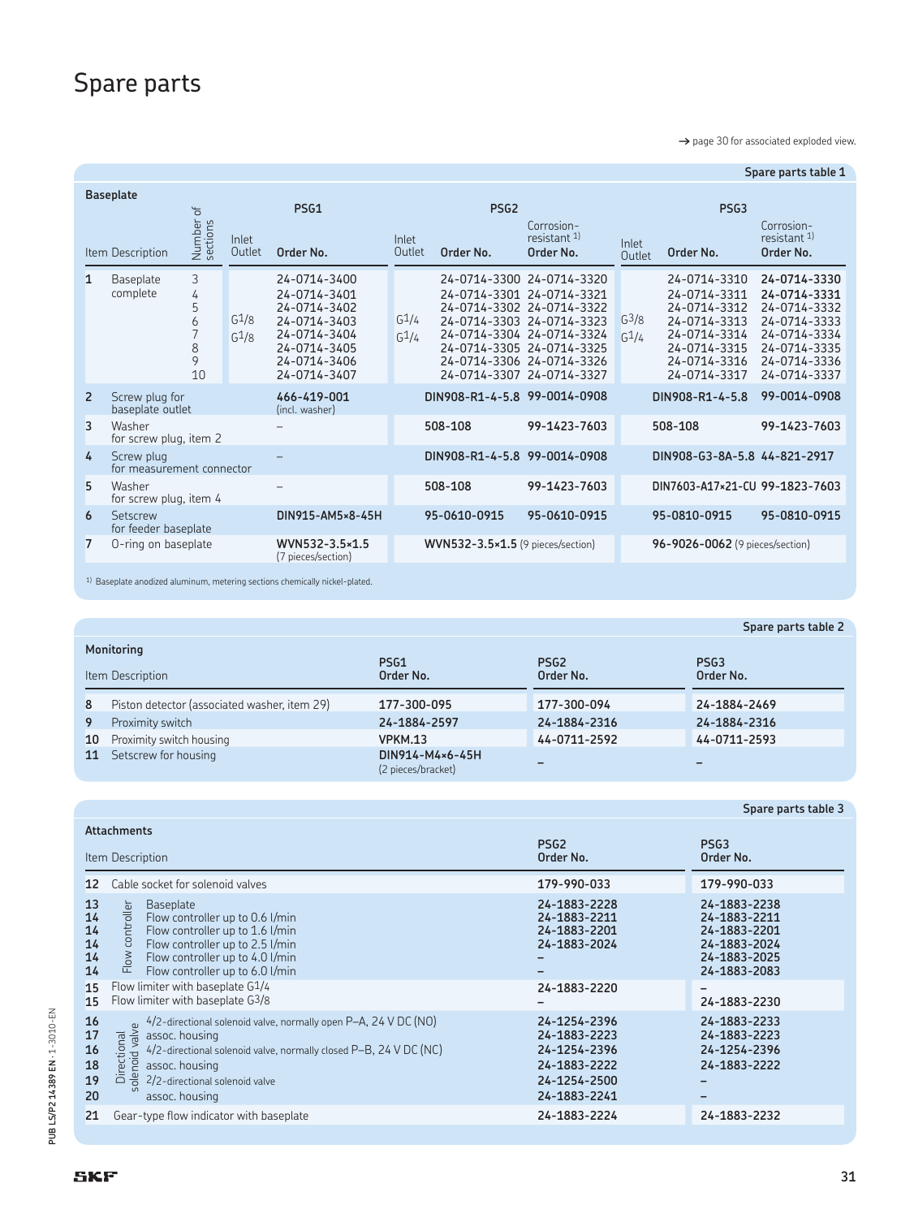# Spare parts

→ page 30 for associated exploded view.

Spare parts table 1

**Baseplate**

| Item | Description | Number of sections | PSG1 Inlet Outlet | PSG1 Order No. | PSG2 Inlet Outlet | PSG2 Order No. | PSG2 Corrosion-resistant [1] Order No. | PSG3 Inlet Outlet | PSG3 Order No. | PSG3 Corrosion-resistant [1] Order No. |
|---|---|---|---|---|---|---|---|---|---|---|
| 1 | Baseplate complete | 3 | G1/8 G1/8 | 24-0714-3400 | G1/4 G1/4 | 24-0714-3300 | 24-0714-3320 | G3/8 G1/4 | 24-0714-3310 | 24-0714-3330 |
| | | 4 | | 24-0714-3401 | | 24-0714-3301 | 24-0714-3321 | | 24-0714-3311 | 24-0714-3331 |
| | | 5 | | 24-0714-3402 | | 24-0714-3302 | 24-0714-3322 | | 24-0714-3312 | 24-0714-3332 |
| | | 6 | | 24-0714-3403 | | 24-0714-3303 | 24-0714-3323 | | 24-0714-3313 | 24-0714-3333 |
| | | 7 | | 24-0714-3404 | | 24-0714-3304 | 24-0714-3324 | | 24-0714-3314 | 24-0714-3334 |
| | | 8 | | 24-0714-3405 | | 24-0714-3305 | 24-0714-3325 | | 24-0714-3315 | 24-0714-3335 |
| | | 9 | | 24-0714-3406 | | 24-0714-3306 | 24-0714-3326 | | 24-0714-3316 | 24-0714-3336 |
| | | 10 | | 24-0714-3407 | | 24-0714-3307 | 24-0714-3327 | | 24-0714-3317 | 24-0714-3337 |
| 2 | Screw plug for baseplate outlet | | | **466-419-001** (incl. washer) | | **DIN908-R1-4-5.8** | **99-0014-0908** | | **DIN908-R1-4-5.8** | **99-0014-0908** |
| 3 | Washer for screw plug, item 2 | | | – | | **508-108** | **99-1423-7603** | | **508-108** | **99-1423-7603** |
| 4 | Screw plug for measurement connector | | | – | | **DIN908-R1-4-5.8** | **99-0014-0908** | | **DIN908-G3-8A-5.8** | **44-821-2917** |
| 5 | Washer for screw plug, item 4 | | | – | | **508-108** | **99-1423-7603** | | **DIN7603-A17×21-CU** | **99-1823-7603** |
| 6 | Setscrew for feeder baseplate | | | **DIN915-AM5×8-45H** | | **95-0610-0915** | **95-0610-0915** | | **95-0810-0915** | **95-0810-0915** |
| 7 | O-ring on baseplate | | | **WVN532-3.5×1.5** (7 pieces/section) | | **WVN532-3.5×1.5** (9 pieces/section) | | | **96-9026-0062** (9 pieces/section) | |

[1] Baseplate anodized aluminum, metering sections chemically nickel-plated.

Spare parts table 2

**Monitoring**

| Item | Description | PSG1 Order No. | PSG2 Order No. | PSG3 Order No. |
|---|---|---|---|---|
| 8 | Piston detector (associated washer, item 29) | **177-300-095** | **177-300-094** | **24-1884-2469** |
| 9 | Proximity switch | **24-1884-2597** | **24-1884-2316** | **24-1884-2316** |
| 10 | Proximity switch housing | **VPKM.13** | **44-0711-2592** | **44-0711-2593** |
| 11 | Setscrew for housing | **DIN914-M4×6-45H** (2 pieces/bracket) | – | – |

Spare parts table 3

**Attachments**

| Item | Description | PSG2 Order No. | PSG3 Order No. |
|---|---|---|---|
| 12 | Cable socket for solenoid valves | **179-990-033** | **179-990-033** |
| 13 | Flow controller: Baseplate | **24-1883-2228** | **24-1883-2238** |
| 14 | Flow controller: Flow controller up to 0.6 l/min | **24-1883-2211** | **24-1883-2211** |
| 14 | Flow controller: Flow controller up to 1.6 l/min | **24-1883-2201** | **24-1883-2201** |
| 14 | Flow controller: Flow controller up to 2.5 l/min | **24-1883-2024** | **24-1883-2024** |
| 14 | Flow controller: Flow controller up to 4.0 l/min | – | **24-1883-2025** |
| 14 | Flow controller: Flow controller up to 6.0 l/min | – | **24-1883-2083** |
| 15 | Flow limiter with baseplate G1/4 | **24-1883-2220** | – |
| 15 | Flow limiter with baseplate G3/8 | – | **24-1883-2230** |
| 16 | Directional solenoid valve: 4/2-directional solenoid valve, normally open P–A, 24 V DC (NO) | **24-1254-2396** | **24-1883-2233** |
| 17 | Directional solenoid valve: assoc. housing | **24-1883-2223** | **24-1883-2223** |
| 16 | Directional solenoid valve: 4/2-directional solenoid valve, normally closed P–B, 24 V DC (NC) | **24-1254-2396** | **24-1254-2396** |
| 18 | Directional solenoid valve: assoc. housing | **24-1883-2222** | **24-1883-2222** |
| 19 | Directional solenoid valve: 2/2-directional solenoid valve | **24-1254-2500** | – |
| 20 | Directional solenoid valve: assoc. housing | **24-1883-2241** | – |
| 21 | Gear-type flow indicator with baseplate | **24-1883-2224** | **24-1883-2232** |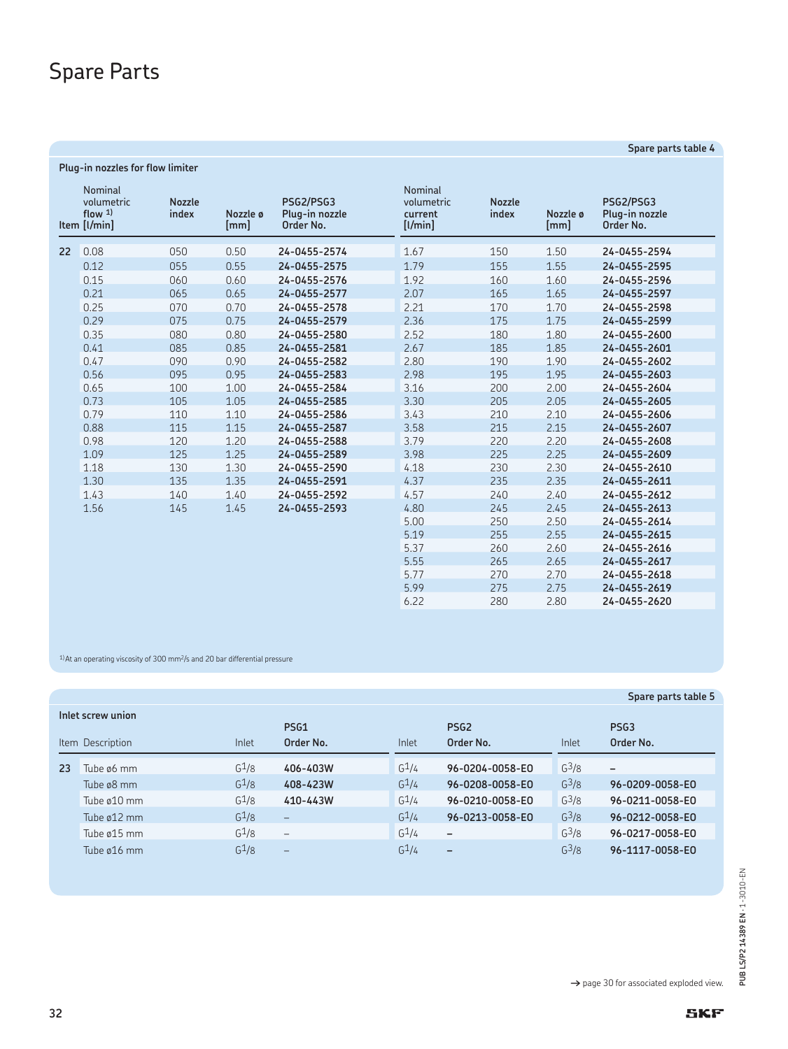# Spare Parts

Spare parts table 4

**Plug-in nozzles for flow limiter**

| Item | Nominal volumetric flow [1] [l/min] | Nozzle index | Nozzle ø [mm] | PSG2/PSG3 Plug-in nozzle Order No. | Nominal volumetric current [l/min] | Nozzle index | Nozzle ø [mm] | PSG2/PSG3 Plug-in nozzle Order No. |
|---|---|---|---|---|---|---|---|---|
| 22 | 0.08 | 050 | 0.50 | **24-0455-2574** | 1.67 | 150 | 1.50 | **24-0455-2594** |
| | 0.12 | 055 | 0.55 | **24-0455-2575** | 1.79 | 155 | 1.55 | **24-0455-2595** |
| | 0.15 | 060 | 0.60 | **24-0455-2576** | 1.92 | 160 | 1.60 | **24-0455-2596** |
| | 0.21 | 065 | 0.65 | **24-0455-2577** | 2.07 | 165 | 1.65 | **24-0455-2597** |
| | 0.25 | 070 | 0.70 | **24-0455-2578** | 2.21 | 170 | 1.70 | **24-0455-2598** |
| | 0.29 | 075 | 0.75 | **24-0455-2579** | 2.36 | 175 | 1.75 | **24-0455-2599** |
| | 0.35 | 080 | 0.80 | **24-0455-2580** | 2.52 | 180 | 1.80 | **24-0455-2600** |
| | 0.41 | 085 | 0.85 | **24-0455-2581** | 2.67 | 185 | 1.85 | **24-0455-2601** |
| | 0.47 | 090 | 0.90 | **24-0455-2582** | 2.80 | 190 | 1.90 | **24-0455-2602** |
| | 0.56 | 095 | 0.95 | **24-0455-2583** | 2.98 | 195 | 1.95 | **24-0455-2603** |
| | 0.65 | 100 | 1.00 | **24-0455-2584** | 3.16 | 200 | 2.00 | **24-0455-2604** |
| | 0.73 | 105 | 1.05 | **24-0455-2585** | 3.30 | 205 | 2.05 | **24-0455-2605** |
| | 0.79 | 110 | 1.10 | **24-0455-2586** | 3.43 | 210 | 2.10 | **24-0455-2606** |
| | 0.88 | 115 | 1.15 | **24-0455-2587** | 3.58 | 215 | 2.15 | **24-0455-2607** |
| | 0.98 | 120 | 1.20 | **24-0455-2588** | 3.79 | 220 | 2.20 | **24-0455-2608** |
| | 1.09 | 125 | 1.25 | **24-0455-2589** | 3.98 | 225 | 2.25 | **24-0455-2609** |
| | 1.18 | 130 | 1.30 | **24-0455-2590** | 4.18 | 230 | 2.30 | **24-0455-2610** |
| | 1.30 | 135 | 1.35 | **24-0455-2591** | 4.37 | 235 | 2.35 | **24-0455-2611** |
| | 1.43 | 140 | 1.40 | **24-0455-2592** | 4.57 | 240 | 2.40 | **24-0455-2612** |
| | 1.56 | 145 | 1.45 | **24-0455-2593** | 4.80 | 245 | 2.45 | **24-0455-2613** |
| | | | | | 5.00 | 250 | 2.50 | **24-0455-2614** |
| | | | | | 5.19 | 255 | 2.55 | **24-0455-2615** |
| | | | | | 5.37 | 260 | 2.60 | **24-0455-2616** |
| | | | | | 5.55 | 265 | 2.65 | **24-0455-2617** |
| | | | | | 5.77 | 270 | 2.70 | **24-0455-2618** |
| | | | | | 5.99 | 275 | 2.75 | **24-0455-2619** |
| | | | | | 6.22 | 280 | 2.80 | **24-0455-2620** |

[1] At an operating viscosity of 300 mm²/s and 20 bar differential pressure

Spare parts table 5

**Inlet screw union**

| Item | Description | Inlet | PSG1 Order No. | Inlet | PSG2 Order No. | Inlet | PSG3 Order No. |
|---|---|---|---|---|---|---|---|
| 23 | Tube ø6 mm | G1/8 | **406-403W** | G1/4 | **96-0204-0058-EO** | G3/8 | – |
| | Tube ø8 mm | G1/8 | **408-423W** | G1/4 | **96-0208-0058-EO** | G3/8 | **96-0209-0058-EO** |
| | Tube ø10 mm | G1/8 | **410-443W** | G1/4 | **96-0210-0058-EO** | G3/8 | **96-0211-0058-EO** |
| | Tube ø12 mm | G1/8 | – | G1/4 | **96-0213-0058-EO** | G3/8 | **96-0212-0058-EO** |
| | Tube ø15 mm | G1/8 | – | G1/4 | – | G3/8 | **96-0217-0058-EO** |
| | Tube ø16 mm | G1/8 | – | G1/4 | – | G3/8 | **96-1117-0058-EO** |

→ page 30 for associated exploded view.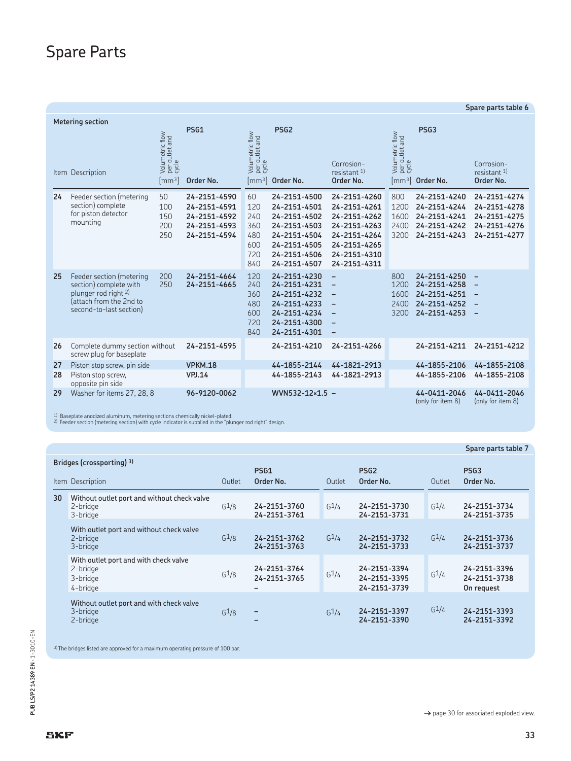# Spare Parts

**Spare parts table 6**

**Metering section**

| Item | Description | PSG1 Volumetric flow per outlet and cycle [mm³] | PSG1 Order No. | PSG2 Volumetric flow per outlet and cycle [mm³] | PSG2 Order No. | PSG2 Corrosion-resistant [1] Order No. | PSG3 Volumetric flow per outlet and cycle [mm³] | PSG3 Order No. | PSG3 Corrosion-resistant [1] Order No. |
|---|---|---|---|---|---|---|---|---|---|
| 24 | Feeder section (metering section) complete for piston detector mounting | 50 | 24-2151-4590 | 60 | 24-2151-4500 | 24-2151-4260 | 800 | 24-2151-4240 | 24-2151-4274 |
| | | 100 | 24-2151-4591 | 120 | 24-2151-4501 | 24-2151-4261 | 1200 | 24-2151-4244 | 24-2151-4278 |
| | | 150 | 24-2151-4592 | 240 | 24-2151-4502 | 24-2151-4262 | 1600 | 24-2151-4241 | 24-2151-4275 |
| | | 200 | 24-2151-4593 | 360 | 24-2151-4503 | 24-2151-4263 | 2400 | 24-2151-4242 | 24-2151-4276 |
| | | 250 | 24-2151-4594 | 480 | 24-2151-4504 | 24-2151-4264 | 3200 | 24-2151-4243 | 24-2151-4277 |
| | | | | 600 | 24-2151-4505 | 24-2151-4265 | | | |
| | | | | 720 | 24-2151-4506 | 24-2151-4310 | | | |
| | | | | 840 | 24-2151-4507 | 24-2151-4311 | | | |
| 25 | Feeder section (metering section) complete with plunger rod right [2] (attach from the 2nd to second-to-last section) | 200 | 24-2151-4664 | 120 | 24-2151-4230 | – | 800 | 24-2151-4250 | – |
| | | 250 | 24-2151-4665 | 240 | 24-2151-4231 | – | 1200 | 24-2151-4258 | – |
| | | | | 360 | 24-2151-4232 | – | 1600 | 24-2151-4251 | – |
| | | | | 480 | 24-2151-4233 | – | 2400 | 24-2151-4252 | – |
| | | | | 600 | 24-2151-4234 | – | 3200 | 24-2151-4253 | – |
| | | | | 720 | 24-2151-4300 | – | | | |
| | | | | 840 | 24-2151-4301 | – | | | |
| 26 | Complete dummy section without screw plug for baseplate | | 24-2151-4595 | | 24-2151-4210 | 24-2151-4266 | | 24-2151-4211 | 24-2151-4212 |
| 27 | Piston stop screw, pin side | | VPKM.18 | | 44-1855-2144 | 44-1821-2913 | | 44-1855-2106 | 44-1855-2108 |
| 28 | Piston stop screw, opposite pin side | | VPJ.14 | | 44-1855-2143 | 44-1821-2913 | | 44-1855-2106 | 44-1855-2108 |
| 29 | Washer for items 27, 28, 8 | | 96-9120-0062 | | WVN532-12×1.5 | – | | 44-0411-2046 (only for item 8) | 44-0411-2046 (only for item 8) |

[1] Baseplate anodized aluminum, metering sections chemically nickel-plated.
[2] Feeder section (metering section) with cycle indicator is supplied in the "plunger rod right" design.

**Spare parts table 7**

**Bridges (crossporting) [3]**

| Item | Description | PSG1 Outlet | PSG1 Order No. | PSG2 Outlet | PSG2 Order No. | PSG3 Outlet | PSG3 Order No. |
|---|---|---|---|---|---|---|---|
| 30 | Without outlet port and without check valve | | | | | | |
| | 2-bridge | G1/8 | 24-2151-3760 | G1/4 | 24-2151-3730 | G1/4 | 24-2151-3734 |
| | 3-bridge | | 24-2151-3761 | | 24-2151-3731 | | 24-2151-3735 |
| | With outlet port and without check valve | | | | | | |
| | 2-bridge | G1/8 | 24-2151-3762 | G1/4 | 24-2151-3732 | G1/4 | 24-2151-3736 |
| | 3-bridge | | 24-2151-3763 | | 24-2151-3733 | | 24-2151-3737 |
| | With outlet port and with check valve | | | | | | |
| | 2-bridge | G1/8 | 24-2151-3764 | G1/4 | 24-2151-3394 | G1/4 | 24-2151-3396 |
| | 3-bridge | | 24-2151-3765 | | 24-2151-3395 | | 24-2151-3738 |
| | 4-bridge | | – | | 24-2151-3739 | | On request |
| | Without outlet port and with check valve | | | | | | |
| | 3-bridge | G1/8 | – | G1/4 | 24-2151-3397 | G1/4 | 24-2151-3393 |
| | 2-bridge | | – | | 24-2151-3390 | | 24-2151-3392 |

[3] The bridges listed are approved for a maximum operating pressure of 100 bar.

→ page 30 for associated exploded view.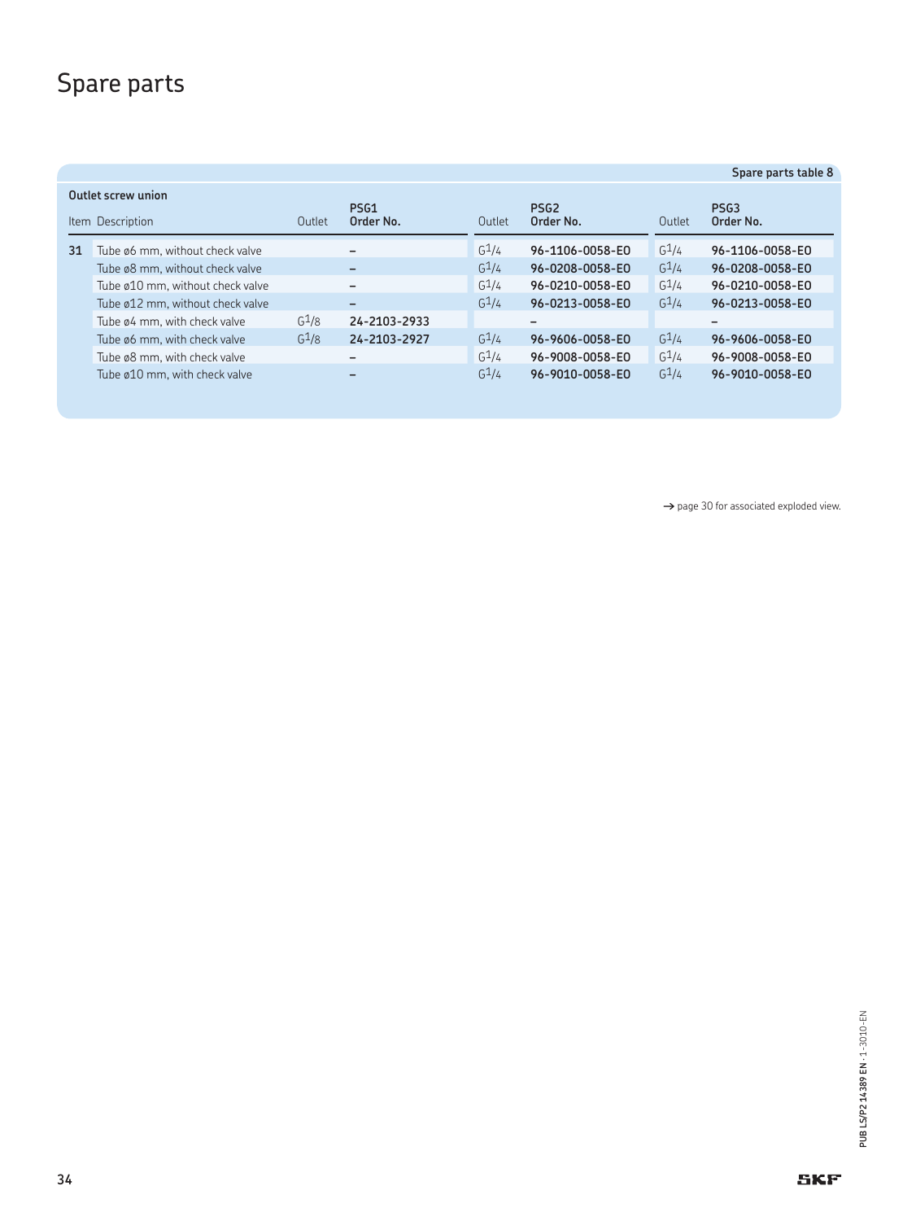# Spare parts

**Spare parts table 8**

**Outlet screw union**

| Item | Description | Outlet | PSG1 Order No. | Outlet | PSG2 Order No. | Outlet | PSG3 Order No. |
|---|---|---|---|---|---|---|---|
| **31** | Tube ø6 mm, without check valve | | – | G1/4 | **96-1106-0058-E0** | G1/4 | **96-1106-0058-E0** |
| | Tube ø8 mm, without check valve | | – | G1/4 | **96-0208-0058-E0** | G1/4 | **96-0208-0058-E0** |
| | Tube ø10 mm, without check valve | | – | G1/4 | **96-0210-0058-E0** | G1/4 | **96-0210-0058-E0** |
| | Tube ø12 mm, without check valve | | – | G1/4 | **96-0213-0058-E0** | G1/4 | **96-0213-0058-E0** |
| | Tube ø4 mm, with check valve | G1/8 | **24-2103-2933** | | – | | – |
| | Tube ø6 mm, with check valve | G1/8 | **24-2103-2927** | G1/4 | **96-9606-0058-E0** | G1/4 | **96-9606-0058-E0** |
| | Tube ø8 mm, with check valve | | – | G1/4 | **96-9008-0058-E0** | G1/4 | **96-9008-0058-E0** |
| | Tube ø10 mm, with check valve | | – | G1/4 | **96-9010-0058-E0** | G1/4 | **96-9010-0058-E0** |

→ page 30 for associated exploded view.

PUB LS/P2 14389 EN · 1-3010-EN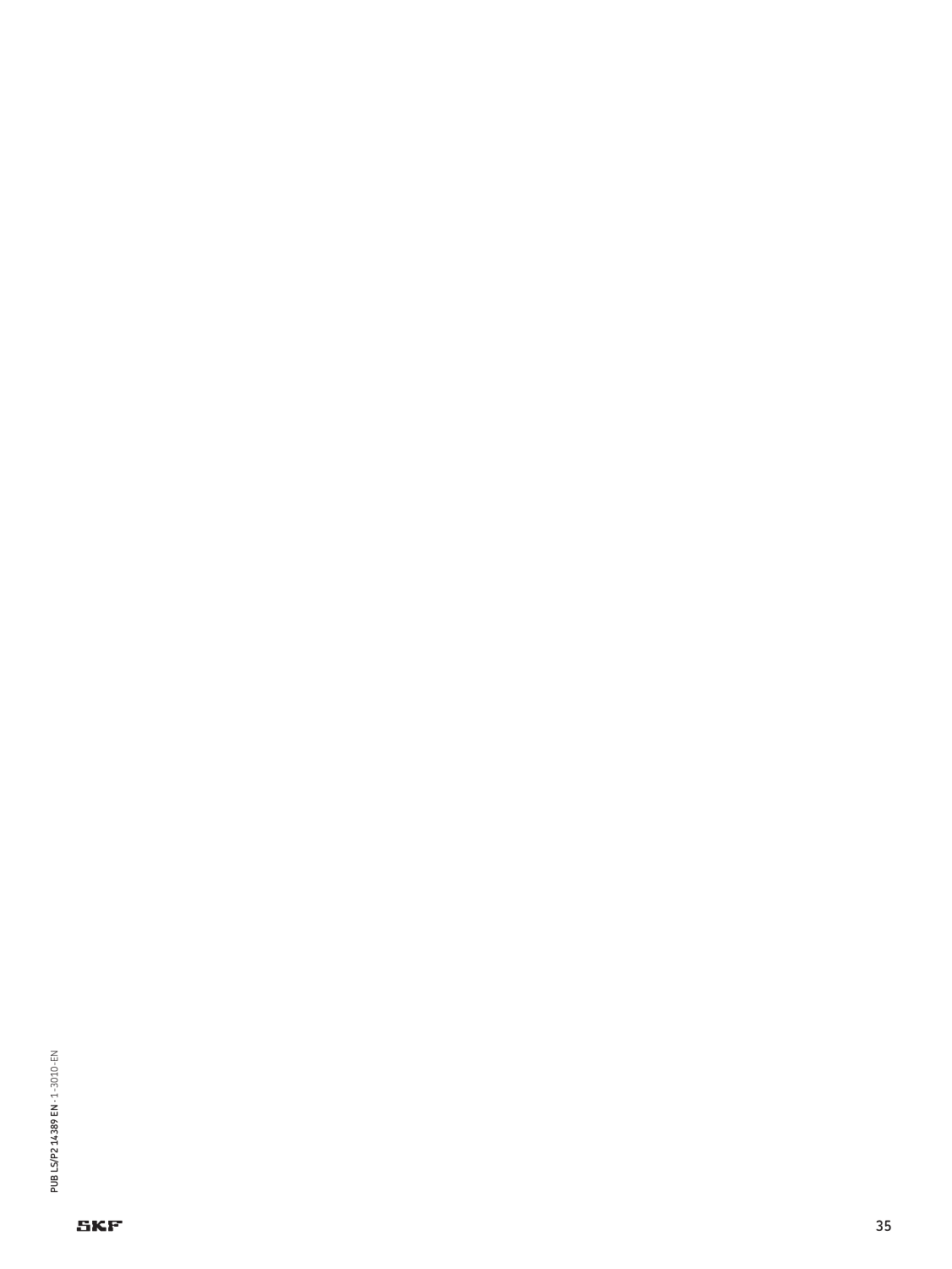PUB LS/P2 14389 EN · 1-3010-EN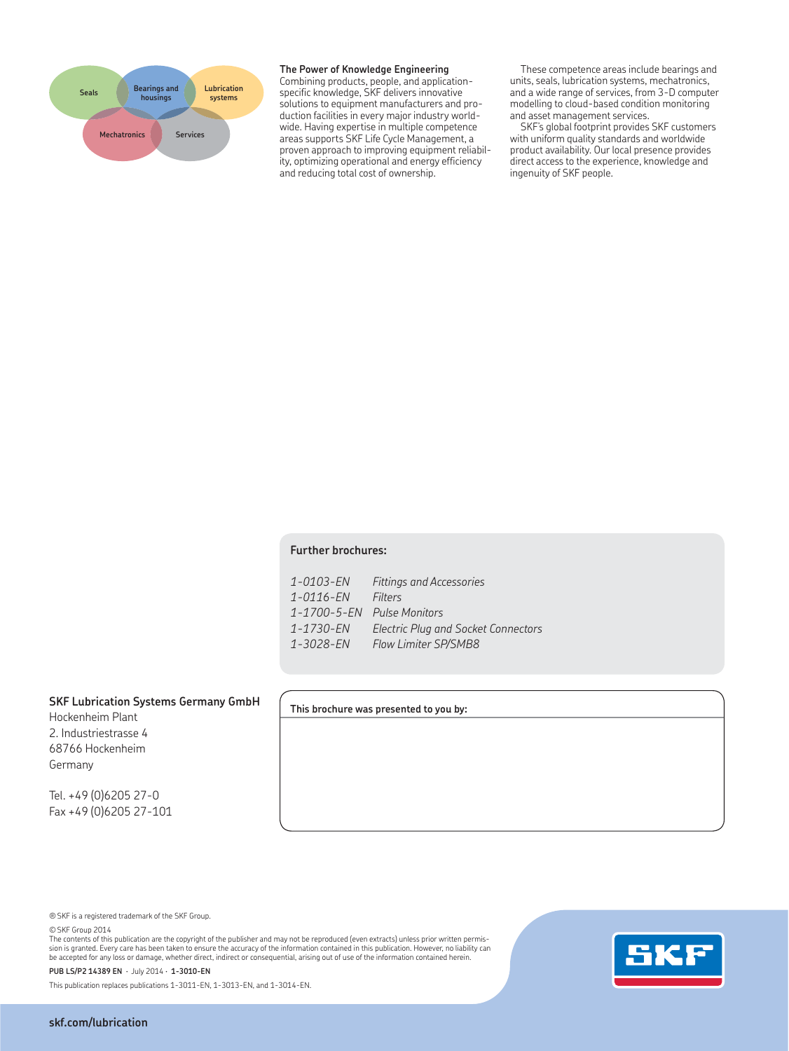Seals

Bearings and housings

Lubrication systems

Mechatronics

Services

**The Power of Knowledge Engineering**

Combining products, people, and application-specific knowledge, SKF delivers innovative solutions to equipment manufacturers and production facilities in every major industry worldwide. Having expertise in multiple competence areas supports SKF Life Cycle Management, a proven approach to improving equipment reliability, optimizing operational and energy efficiency and reducing total cost of ownership.

These competence areas include bearings and units, seals, lubrication systems, mechatronics, and a wide range of services, from 3-D computer modelling to cloud-based condition monitoring and asset management services.

SKF's global footprint provides SKF customers with uniform quality standards and worldwide product availability. Our local presence provides direct access to the experience, knowledge and ingenuity of SKF people.

**Further brochures:**

| | |
|---|---|
| *1-0103-EN* | *Fittings and Accessories* |
| *1-0116-EN* | *Filters* |
| *1-1700-5-EN* | *Pulse Monitors* |
| *1-1730-EN* | *Electric Plug and Socket Connectors* |
| *1-3028-EN* | *Flow Limiter SP/SMB8* |

**SKF Lubrication Systems Germany GmbH**
Hockenheim Plant
2. Industriestrasse 4
68766 Hockenheim
Germany

Tel. +49 (0)6205 27-0
Fax +49 (0)6205 27-101

**This brochure was presented to you by:**

® SKF is a registered trademark of the SKF Group.

© SKF Group 2014
The contents of this publication are the copyright of the publisher and may not be reproduced (even extracts) unless prior written permission is granted. Every care has been taken to ensure the accuracy of the information contained in this publication. However, no liability can be accepted for any loss or damage, whether direct, indirect or consequential, arising out of use of the information contained herein.

**PUB LS/P2 14389 EN** · July 2014 · **1-3010-EN**

This publication replaces publications 1-3011-EN, 1-3013-EN, and 1-3014-EN.

**skf.com/lubrication**